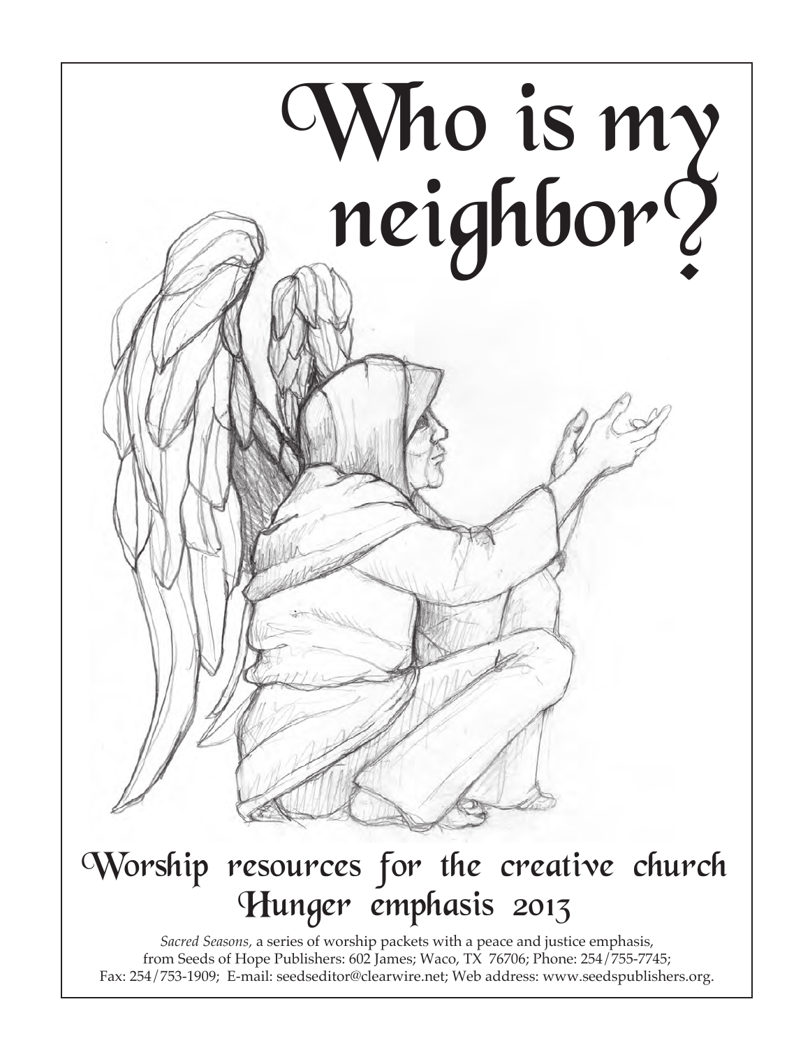# Who is my neighbor?

## Worship resources for the creative church
## Hunger emphasis 2013

*Sacred Seasons,* a series of worship packets with a peace and justice emphasis, from Seeds of Hope Publishers: 602 James; Waco, TX 76706; Phone: 254/755-7745; Fax: 254/753-1909; E-mail: seedseditor@clearwire.net; Web address: www.seedspublishers.org.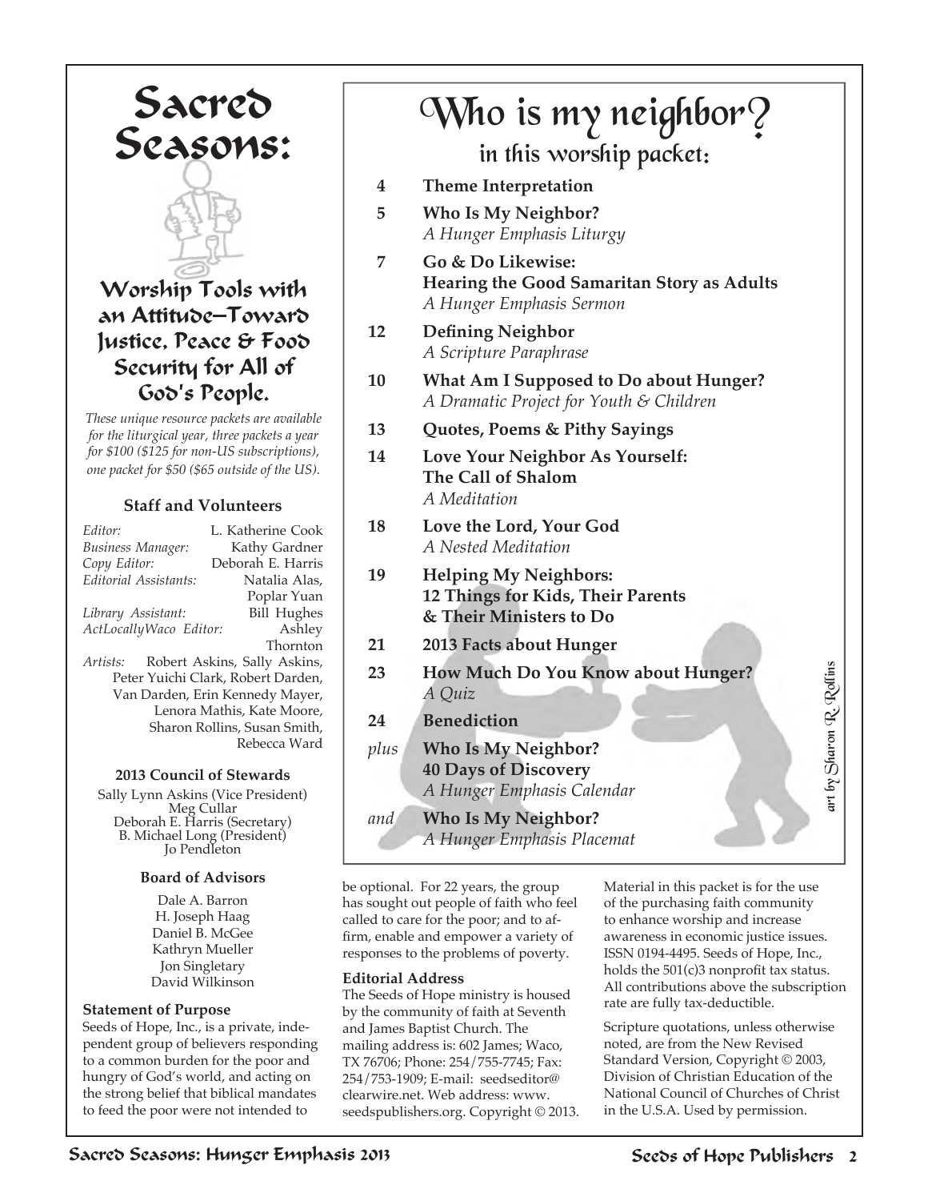# Sacred Seasons:

### Worship Tools with an Attitude—Toward Justice, Peace & Food Security for All of God's People.

*These unique resource packets are available for the liturgical year, three packets a year for $100 ($125 for non-US subscriptions), one packet for $50 ($65 outside of the US).*

#### Staff and Volunteers

*Editor:* L. Katherine Cook
*Business Manager:* Kathy Gardner
*Copy Editor:* Deborah E. Harris
*Editorial Assistants:* Natalia Alas, Poplar Yuan
*Library Assistant:* Bill Hughes
*ActLocallyWaco Editor:* Ashley Thornton
*Artists:* Robert Askins, Sally Askins, Peter Yuichi Clark, Robert Darden, Van Darden, Erin Kennedy Mayer, Lenora Mathis, Kate Moore, Sharon Rollins, Susan Smith, Rebecca Ward

#### 2013 Council of Stewards

Sally Lynn Askins (Vice President)
Meg Cullar
Deborah E. Harris (Secretary)
B. Michael Long (President)
Jo Pendleton

#### Board of Advisors

Dale A. Barron
H. Joseph Haag
Daniel B. McGee
Kathryn Mueller
Jon Singletary
David Wilkinson

# Who is my neighbor?

## in this worship packet:

| | |
|---|---|
| 4 | **Theme Interpretation** |
| 5 | **Who Is My Neighbor?** *A Hunger Emphasis Liturgy* |
| 7 | **Go & Do Likewise: Hearing the Good Samaritan Story as Adults** *A Hunger Emphasis Sermon* |
| 12 | **Defining Neighbor** *A Scripture Paraphrase* |
| 10 | **What Am I Supposed to Do about Hunger?** *A Dramatic Project for Youth & Children* |
| 13 | **Quotes, Poems & Pithy Sayings** |
| 14 | **Love Your Neighbor As Yourself: The Call of Shalom** *A Meditation* |
| 18 | **Love the Lord, Your God** *A Nested Meditation* |
| 19 | **Helping My Neighbors: 12 Things for Kids, Their Parents & Their Ministers to Do** |
| 21 | **2013 Facts about Hunger** |
| 23 | **How Much Do You Know about Hunger?** *A Quiz* |
| 24 | **Benediction** |
| *plus* | **Who Is My Neighbor? 40 Days of Discovery** *A Hunger Emphasis Calendar* |
| *and* | **Who Is My Neighbor?** *A Hunger Emphasis Placemat* |

*art by Sharon R. Rollins*

**Statement of Purpose**

Seeds of Hope, Inc., is a private, independent group of believers responding to a common burden for the poor and hungry of God's world, and acting on the strong belief that biblical mandates to feed the poor were not intended to be optional. For 22 years, the group has sought out people of faith who feel called to care for the poor; and to affirm, enable and empower a variety of responses to the problems of poverty.

**Editorial Address**

The Seeds of Hope ministry is housed by the community of faith at Seventh and James Baptist Church. The mailing address is: 602 James; Waco, TX 76706; Phone: 254/755-7745; Fax: 254/753-1909; E-mail: seedseditor@clearwire.net. Web address: www.seedspublishers.org. Copyright © 2013.

Material in this packet is for the use of the purchasing faith community to enhance worship and increase awareness in economic justice issues. ISSN 0194-4495. Seeds of Hope, Inc., holds the 501(c)3 nonprofit tax status. All contributions above the subscription rate are fully tax-deductible.

Scripture quotations, unless otherwise noted, are from the New Revised Standard Version, Copyright © 2003, Division of Christian Education of the National Council of Churches of Christ in the U.S.A. Used by permission.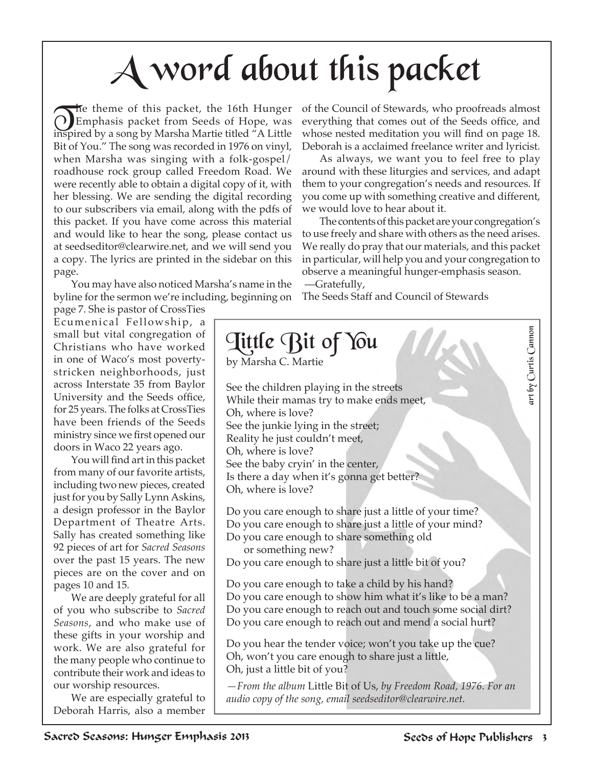# A word about this packet

The theme of this packet, the 16th Hunger Emphasis packet from Seeds of Hope, was inspired by a song by Marsha Martie titled "A Little Bit of You." The song was recorded in 1976 on vinyl, when Marsha was singing with a folk-gospel/roadhouse rock group called Freedom Road. We were recently able to obtain a digital copy of it, with her blessing. We are sending the digital recording to our subscribers via email, along with the pdfs of this packet. If you have come across this material and would like to hear the song, please contact us at seedseditor@clearwire.net, and we will send you a copy. The lyrics are printed in the sidebar on this page.

You may have also noticed Marsha's name in the byline for the sermon we're including, beginning on page 7. She is pastor of CrossTies Ecumenical Fellowship, a small but vital congregation of Christians who have worked in one of Waco's most poverty-stricken neighborhoods, just across Interstate 35 from Baylor University and the Seeds office, for 25 years. The folks at CrossTies have been friends of the Seeds ministry since we first opened our doors in Waco 22 years ago.

You will find art in this packet from many of our favorite artists, including two new pieces, created just for you by Sally Lynn Askins, a design professor in the Baylor Department of Theatre Arts. Sally has created something like 92 pieces of art for *Sacred Seasons* over the past 15 years. The new pieces are on the cover and on pages 10 and 15.

We are deeply grateful for all of you who subscribe to *Sacred Seasons*, and who make use of these gifts in your worship and work. We are also grateful for the many people who continue to contribute their work and ideas to our worship resources.

We are especially grateful to Deborah Harris, also a member of the Council of Stewards, who proofreads almost everything that comes out of the Seeds office, and whose nested meditation you will find on page 18. Deborah is a acclaimed freelance writer and lyricist.

As always, we want you to feel free to play around with these liturgies and services, and adapt them to your congregation's needs and resources. If you come up with something creative and different, we would love to hear about it.

The contents of this packet are your congregation's to use freely and share with others as the need arises. We really do pray that our materials, and this packet in particular, will help you and your congregation to observe a meaningful hunger-emphasis season.

—Gratefully,
The Seeds Staff and Council of Stewards

## Little Bit of You

by Marsha C. Martie

See the children playing in the streets
While their mamas try to make ends meet,
Oh, where is love?
See the junkie lying in the street;
Reality he just couldn't meet,
Oh, where is love?
See the baby cryin' in the center,
Is there a day when it's gonna get better?
Oh, where is love?

Do you care enough to share just a little of your time?
Do you care enough to share just a little of your mind?
Do you care enough to share something old
  or something new?
Do you care enough to share just a little bit of you?

Do you care enough to take a child by his hand?
Do you care enough to show him what it's like to be a man?
Do you care enough to reach out and touch some social dirt?
Do you care enough to reach out and mend a social hurt?

Do you hear the tender voice; won't you take up the cue?
Oh, won't you care enough to share just a little,
Oh, just a little bit of you?

*—From the album* Little Bit of Us, *by Freedom Road, 1976. For an audio copy of the song, email seedseditor@clearwire.net.*

*art by Curtis Cannon*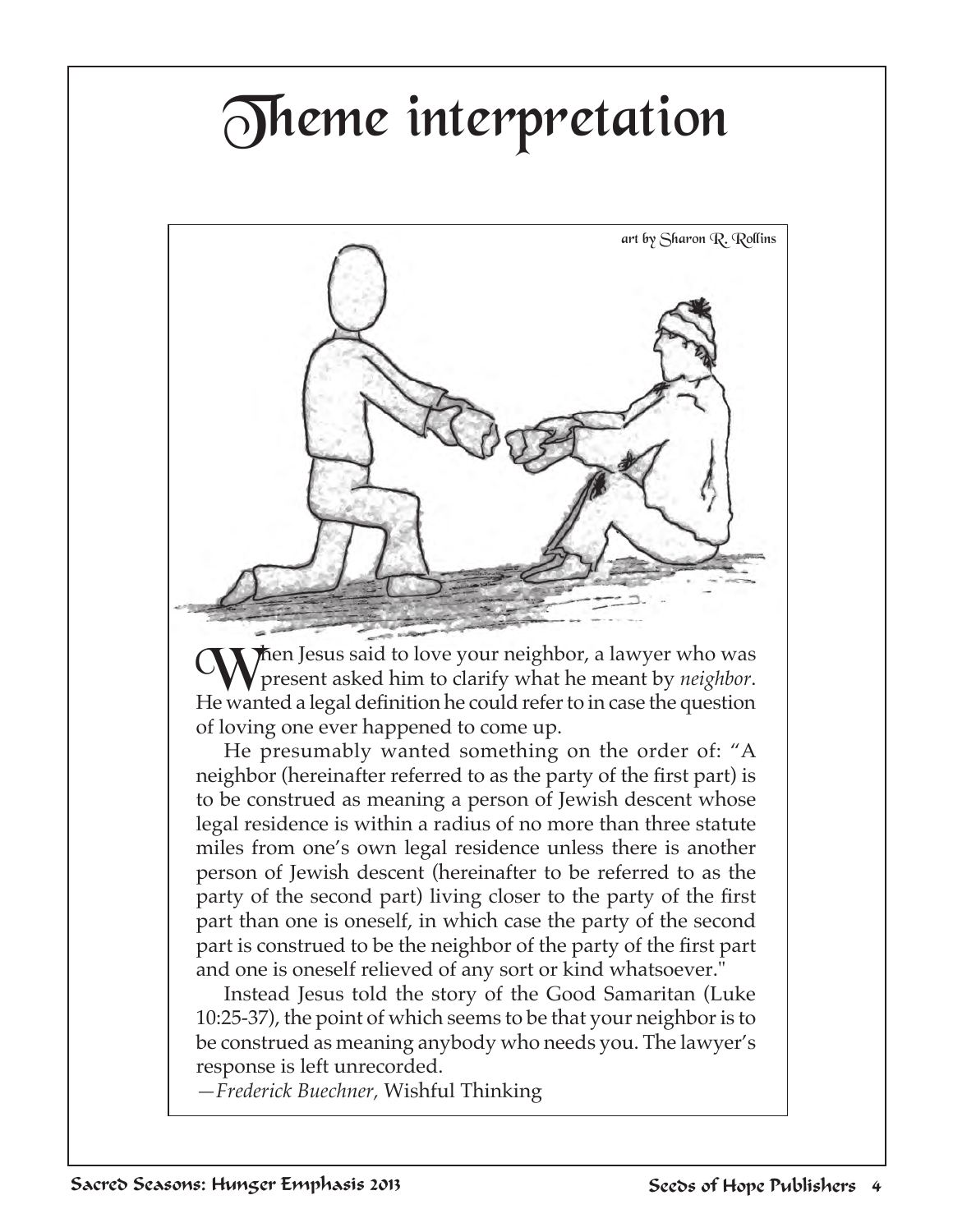# Theme interpretation

art by Sharon R. Rollins

When Jesus said to love your neighbor, a lawyer who was present asked him to clarify what he meant by *neighbor*. He wanted a legal definition he could refer to in case the question of loving one ever happened to come up.

He presumably wanted something on the order of: "A neighbor (hereinafter referred to as the party of the first part) is to be construed as meaning a person of Jewish descent whose legal residence is within a radius of no more than three statute miles from one's own legal residence unless there is another person of Jewish descent (hereinafter to be referred to as the party of the second part) living closer to the party of the first part than one is oneself, in which case the party of the second part is construed to be the neighbor of the party of the first part and one is oneself relieved of any sort or kind whatsoever."

Instead Jesus told the story of the Good Samaritan (Luke 10:25-37), the point of which seems to be that your neighbor is to be construed as meaning anybody who needs you. The lawyer's response is left unrecorded.

—*Frederick Buechner,* Wishful Thinking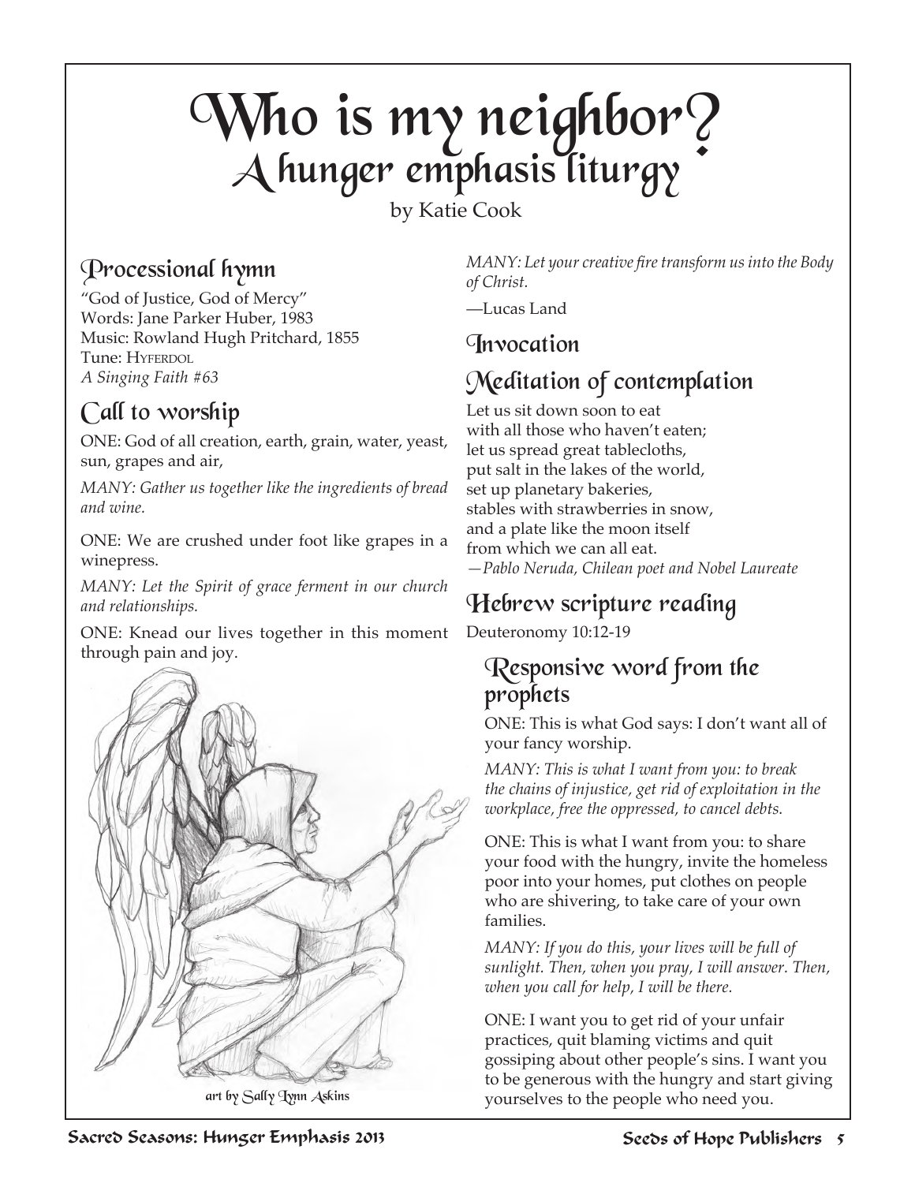# Who is my neighbor?
## A hunger emphasis liturgy

by Katie Cook

### Processional hymn

"God of Justice, God of Mercy"
Words: Jane Parker Huber, 1983
Music: Rowland Hugh Pritchard, 1855
Tune: Hyferdol
*A Singing Faith #63*

### Call to worship

ONE: God of all creation, earth, grain, water, yeast, sun, grapes and air,

*MANY: Gather us together like the ingredients of bread and wine.*

ONE: We are crushed under foot like grapes in a winepress.

*MANY: Let the Spirit of grace ferment in our church and relationships.*

ONE: Knead our lives together in this moment through pain and joy.

art by Sally Lynn Askins

*MANY: Let your creative fire transform us into the Body of Christ.*

—Lucas Land

### Invocation

### Meditation of contemplation

Let us sit down soon to eat
with all those who haven't eaten;
let us spread great tablecloths,
put salt in the lakes of the world,
set up planetary bakeries,
stables with strawberries in snow,
and a plate like the moon itself
from which we can all eat.
*—Pablo Neruda, Chilean poet and Nobel Laureate*

### Hebrew scripture reading

Deuteronomy 10:12-19

### Responsive word from the prophets

ONE: This is what God says: I don't want all of your fancy worship.

*MANY: This is what I want from you: to break the chains of injustice, get rid of exploitation in the workplace, free the oppressed, to cancel debts.*

ONE: This is what I want from you: to share your food with the hungry, invite the homeless poor into your homes, put clothes on people who are shivering, to take care of your own families.

*MANY: If you do this, your lives will be full of sunlight. Then, when you pray, I will answer. Then, when you call for help, I will be there.*

ONE: I want you to get rid of your unfair practices, quit blaming victims and quit gossiping about other people's sins. I want you to be generous with the hungry and start giving yourselves to the people who need you.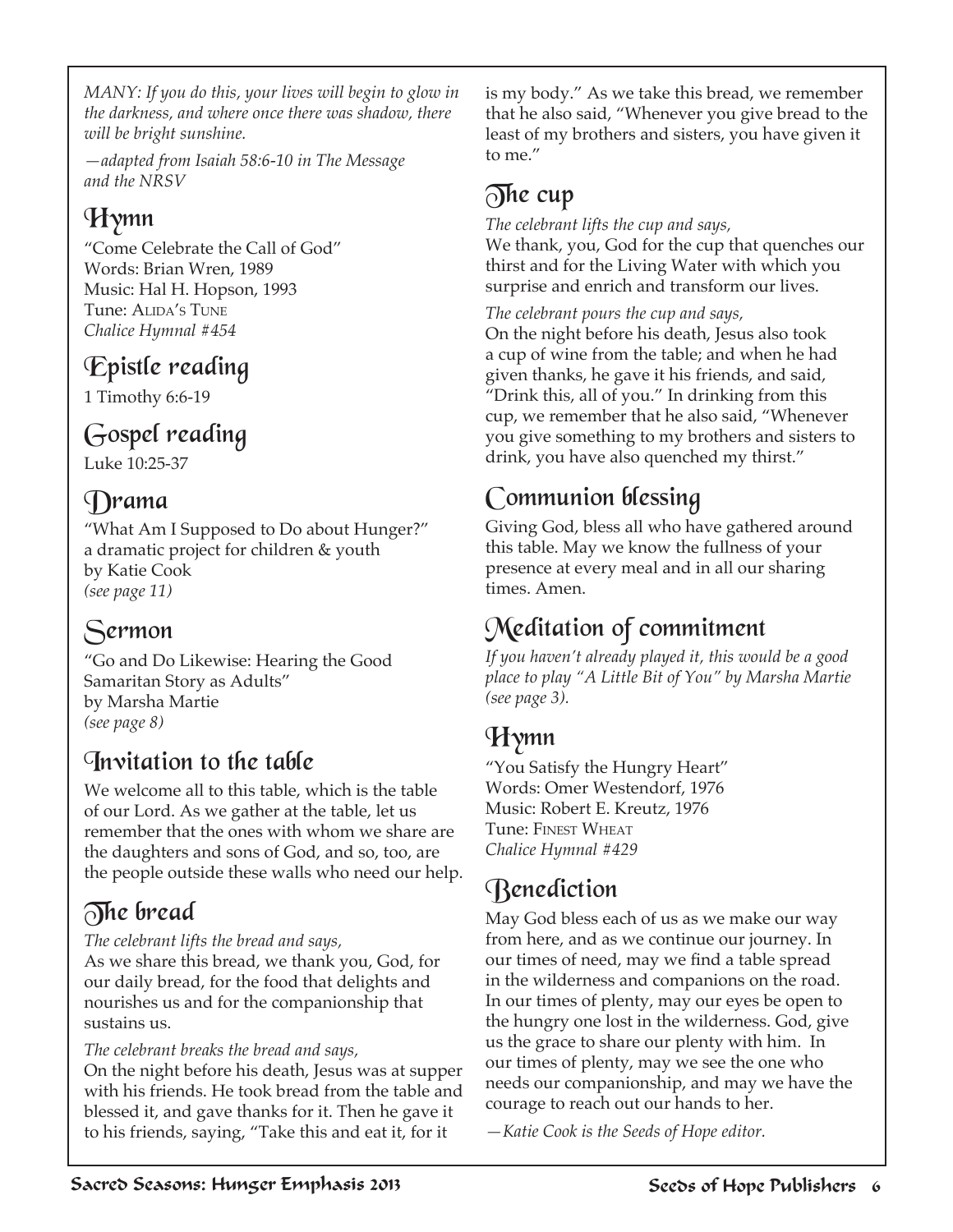*MANY: If you do this, your lives will begin to glow in the darkness, and where once there was shadow, there will be bright sunshine.*

*—adapted from Isaiah 58:6-10 in The Message and the NRSV*

## Hymn

"Come Celebrate the Call of God"
Words: Brian Wren, 1989
Music: Hal H. Hopson, 1993
Tune: ALIDA'S TUNE
*Chalice Hymnal #454*

## Epistle reading

1 Timothy 6:6-19

## Gospel reading

Luke 10:25-37

## Drama

"What Am I Supposed to Do about Hunger?"
a dramatic project for children & youth
by Katie Cook
*(see page 11)*

## Sermon

"Go and Do Likewise: Hearing the Good Samaritan Story as Adults"
by Marsha Martie
*(see page 8)*

## Invitation to the table

We welcome all to this table, which is the table of our Lord. As we gather at the table, let us remember that the ones with whom we share are the daughters and sons of God, and so, too, are the people outside these walls who need our help.

## The bread

*The celebrant lifts the bread and says,*
As we share this bread, we thank you, God, for our daily bread, for the food that delights and nourishes us and for the companionship that sustains us.

*The celebrant breaks the bread and says,*
On the night before his death, Jesus was at supper with his friends. He took bread from the table and blessed it, and gave thanks for it. Then he gave it to his friends, saying, "Take this and eat it, for it is my body." As we take this bread, we remember that he also said, "Whenever you give bread to the least of my brothers and sisters, you have given it to me."

## The cup

*The celebrant lifts the cup and says,*
We thank, you, God for the cup that quenches our thirst and for the Living Water with which you surprise and enrich and transform our lives.

*The celebrant pours the cup and says,*
On the night before his death, Jesus also took a cup of wine from the table; and when he had given thanks, he gave it his friends, and said, "Drink this, all of you." In drinking from this cup, we remember that he also said, "Whenever you give something to my brothers and sisters to drink, you have also quenched my thirst."

## Communion blessing

Giving God, bless all who have gathered around this table. May we know the fullness of your presence at every meal and in all our sharing times. Amen.

## Meditation of commitment

*If you haven't already played it, this would be a good place to play "A Little Bit of You" by Marsha Martie (see page 3).*

## Hymn

"You Satisfy the Hungry Heart"
Words: Omer Westendorf, 1976
Music: Robert E. Kreutz, 1976
Tune: FINEST WHEAT
*Chalice Hymnal #429*

## Benediction

May God bless each of us as we make our way from here, and as we continue our journey. In our times of need, may we find a table spread in the wilderness and companions on the road. In our times of plenty, may our eyes be open to the hungry one lost in the wilderness. God, give us the grace to share our plenty with him. In our times of plenty, may we see the one who needs our companionship, and may we have the courage to reach out our hands to her.

*—Katie Cook is the Seeds of Hope editor.*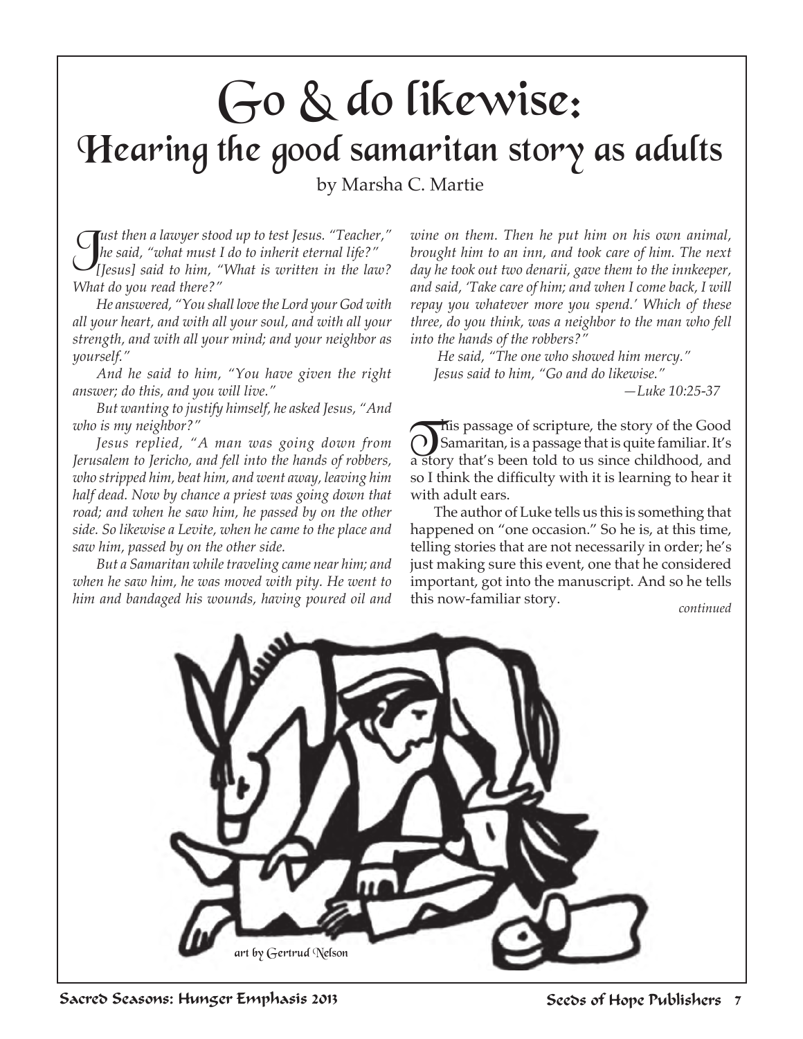# Go & do likewise:

## Hearing the good samaritan story as adults

by Marsha C. Martie

*Just then a lawyer stood up to test Jesus. "Teacher," he said, "what must I do to inherit eternal life?" [Jesus] said to him, "What is written in the law? What do you read there?"*

*He answered, "You shall love the Lord your God with all your heart, and with all your soul, and with all your strength, and with all your mind; and your neighbor as yourself."*

*And he said to him, "You have given the right answer; do this, and you will live."*

*But wanting to justify himself, he asked Jesus, "And who is my neighbor?"*

*Jesus replied, "A man was going down from Jerusalem to Jericho, and fell into the hands of robbers, who stripped him, beat him, and went away, leaving him half dead. Now by chance a priest was going down that road; and when he saw him, he passed by on the other side. So likewise a Levite, when he came to the place and saw him, passed by on the other side.*

*But a Samaritan while traveling came near him; and when he saw him, he was moved with pity. He went to him and bandaged his wounds, having poured oil and wine on them. Then he put him on his own animal, brought him to an inn, and took care of him. The next day he took out two denarii, gave them to the innkeeper, and said, 'Take care of him; and when I come back, I will repay you whatever more you spend.' Which of these three, do you think, was a neighbor to the man who fell into the hands of the robbers?"*

*He said, "The one who showed him mercy."*

*Jesus said to him, "Go and do likewise."*

*—Luke 10:25-37*

This passage of scripture, the story of the Good Samaritan, is a passage that is quite familiar. It's a story that's been told to us since childhood, and so I think the difficulty with it is learning to hear it with adult ears.

The author of Luke tells us this is something that happened on "one occasion." So he is, at this time, telling stories that are not necessarily in order; he's just making sure this event, one that he considered important, got into the manuscript. And so he tells this now-familiar story.

*continued*

art by Gertrud Nelson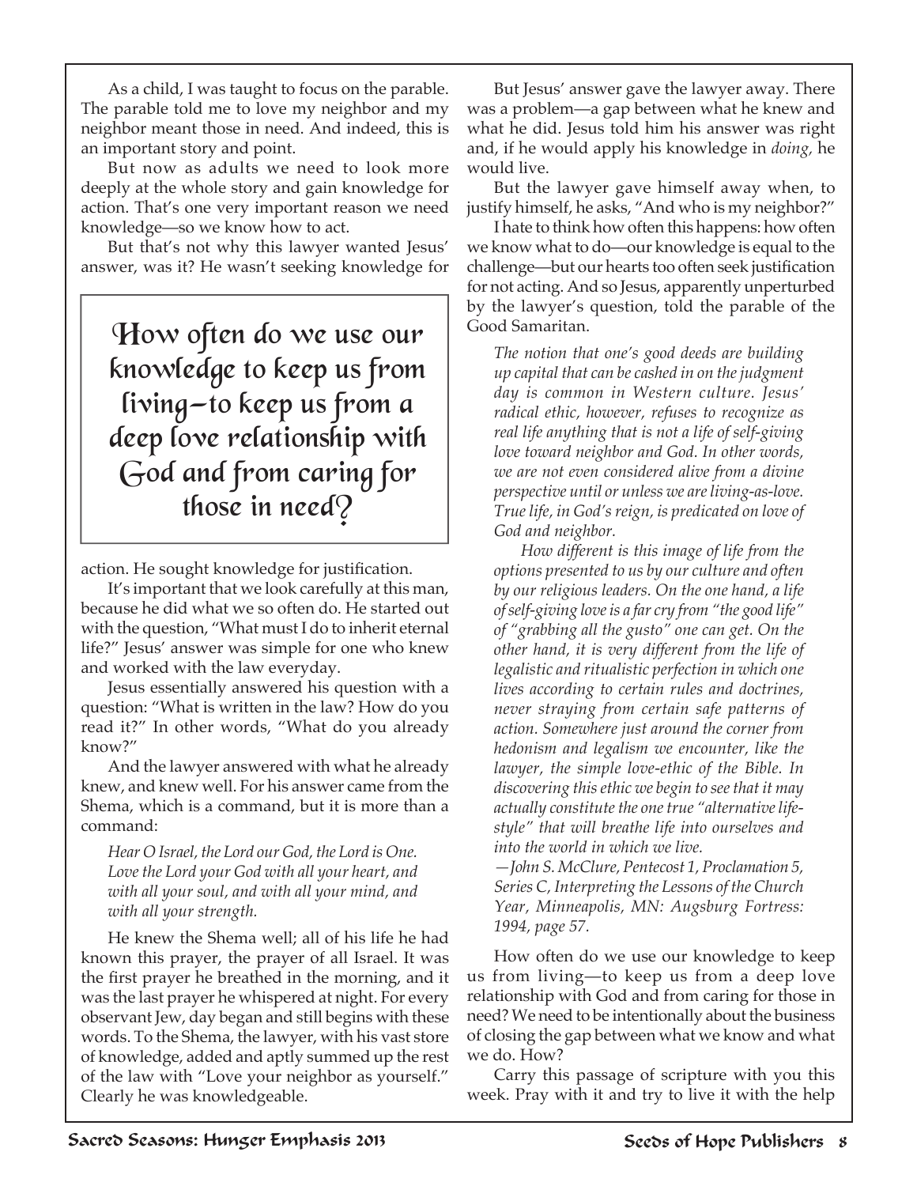As a child, I was taught to focus on the parable. The parable told me to love my neighbor and my neighbor meant those in need. And indeed, this is an important story and point.

But now as adults we need to look more deeply at the whole story and gain knowledge for action. That's one very important reason we need knowledge—so we know how to act.

But that's not why this lawyer wanted Jesus' answer, was it? He wasn't seeking knowledge for action. He sought knowledge for justification.

> **How often do we use our knowledge to keep us from living—to keep us from a deep love relationship with God and from caring for those in need?**

It's important that we look carefully at this man, because he did what we so often do. He started out with the question, "What must I do to inherit eternal life?" Jesus' answer was simple for one who knew and worked with the law everyday.

Jesus essentially answered his question with a question: "What is written in the law? How do you read it?" In other words, "What do you already know?"

And the lawyer answered with what he already knew, and knew well. For his answer came from the Shema, which is a command, but it is more than a command:

> *Hear O Israel, the Lord our God, the Lord is One. Love the Lord your God with all your heart, and with all your soul, and with all your mind, and with all your strength.*

He knew the Shema well; all of his life he had known this prayer, the prayer of all Israel. It was the first prayer he breathed in the morning, and it was the last prayer he whispered at night. For every observant Jew, day began and still begins with these words. To the Shema, the lawyer, with his vast store of knowledge, added and aptly summed up the rest of the law with "Love your neighbor as yourself." Clearly he was knowledgeable.

But Jesus' answer gave the lawyer away. There was a problem—a gap between what he knew and what he did. Jesus told him his answer was right and, if he would apply his knowledge in *doing,* he would live.

But the lawyer gave himself away when, to justify himself, he asks, "And who is my neighbor?"

I hate to think how often this happens: how often we know what to do—our knowledge is equal to the challenge—but our hearts too often seek justification for not acting. And so Jesus, apparently unperturbed by the lawyer's question, told the parable of the Good Samaritan.

> *The notion that one's good deeds are building up capital that can be cashed in on the judgment day is common in Western culture. Jesus' radical ethic, however, refuses to recognize as real life anything that is not a life of self-giving love toward neighbor and God. In other words, we are not even considered alive from a divine perspective until or unless we are living-as-love. True life, in God's reign, is predicated on love of God and neighbor.*
>
> *How different is this image of life from the options presented to us by our culture and often by our religious leaders. On the one hand, a life of self-giving love is a far cry from "the good life" of "grabbing all the gusto" one can get. On the other hand, it is very different from the life of legalistic and ritualistic perfection in which one lives according to certain rules and doctrines, never straying from certain safe patterns of action. Somewhere just around the corner from hedonism and legalism we encounter, like the lawyer, the simple love-ethic of the Bible. In discovering this ethic we begin to see that it may actually constitute the one true "alternative life-style" that will breathe life into ourselves and into the world in which we live.*
>
> *—John S. McClure, Pentecost 1, Proclamation 5, Series C, Interpreting the Lessons of the Church Year, Minneapolis, MN: Augsburg Fortress: 1994, page 57.*

How often do we use our knowledge to keep us from living—to keep us from a deep love relationship with God and from caring for those in need? We need to be intentionally about the business of closing the gap between what we know and what we do. How?

Carry this passage of scripture with you this week. Pray with it and try to live it with the help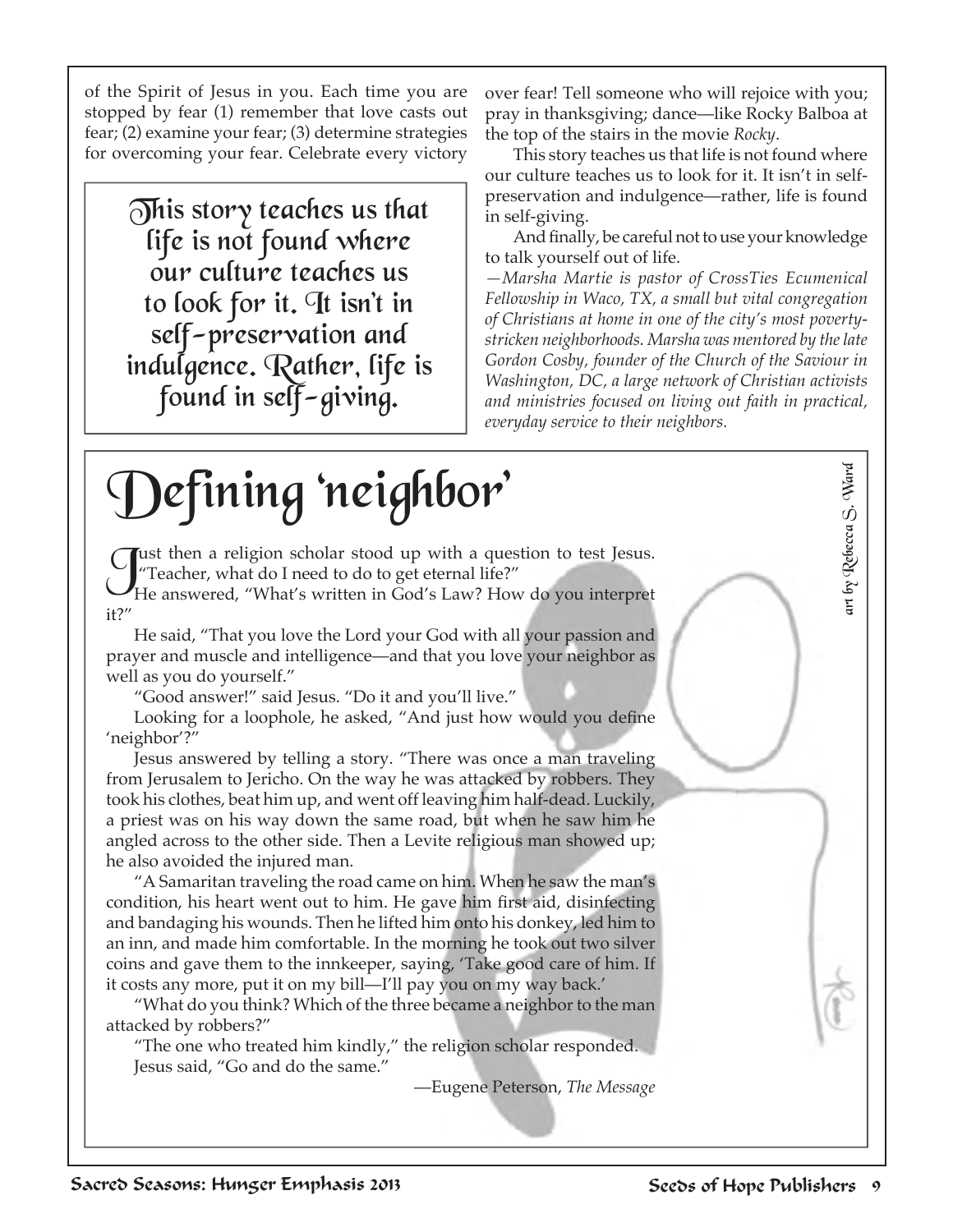of the Spirit of Jesus in you. Each time you are stopped by fear (1) remember that love casts out fear; (2) examine your fear; (3) determine strategies for overcoming your fear. Celebrate every victory over fear! Tell someone who will rejoice with you; pray in thanksgiving; dance—like Rocky Balboa at the top of the stairs in the movie *Rocky*.

> This story teaches us that life is not found where our culture teaches us to look for it. It isn't in self-preservation and indulgence. Rather, life is found in self-giving.

This story teaches us that life is not found where our culture teaches us to look for it. It isn't in self-preservation and indulgence—rather, life is found in self-giving.

And finally, be careful not to use your knowledge to talk yourself out of life.

*—Marsha Martie is pastor of CrossTies Ecumenical Fellowship in Waco, TX, a small but vital congregation of Christians at home in one of the city's most poverty-stricken neighborhoods. Marsha was mentored by the late Gordon Cosby, founder of the Church of the Saviour in Washington, DC, a large network of Christian activists and ministries focused on living out faith in practical, everyday service to their neighbors.*

# Defining 'neighbor'

*art by Rebecca S. Ward*

Just then a religion scholar stood up with a question to test Jesus. "Teacher, what do I need to do to get eternal life?"

He answered, "What's written in God's Law? How do you interpret it?"

He said, "That you love the Lord your God with all your passion and prayer and muscle and intelligence—and that you love your neighbor as well as you do yourself."

"Good answer!" said Jesus. "Do it and you'll live."

Looking for a loophole, he asked, "And just how would you define 'neighbor'?"

Jesus answered by telling a story. "There was once a man traveling from Jerusalem to Jericho. On the way he was attacked by robbers. They took his clothes, beat him up, and went off leaving him half-dead. Luckily, a priest was on his way down the same road, but when he saw him he angled across to the other side. Then a Levite religious man showed up; he also avoided the injured man.

"A Samaritan traveling the road came on him. When he saw the man's condition, his heart went out to him. He gave him first aid, disinfecting and bandaging his wounds. Then he lifted him onto his donkey, led him to an inn, and made him comfortable. In the morning he took out two silver coins and gave them to the innkeeper, saying, 'Take good care of him. If it costs any more, put it on my bill—I'll pay you on my way back.'

"What do you think? Which of the three became a neighbor to the man attacked by robbers?"

"The one who treated him kindly," the religion scholar responded.

Jesus said, "Go and do the same."

—Eugene Peterson, *The Message*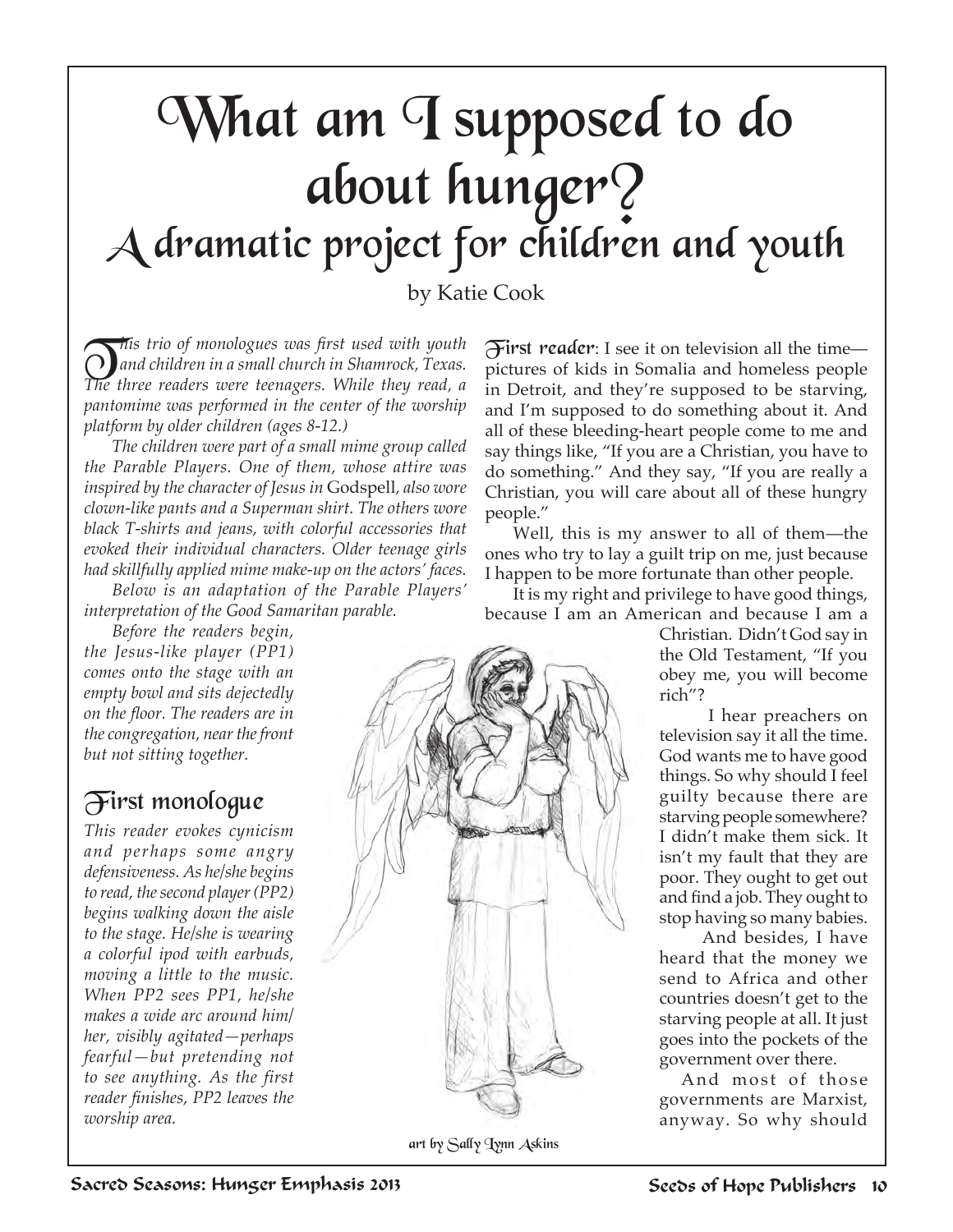# What am I supposed to do about hunger?

## A dramatic project for children and youth

by Katie Cook

*This trio of monologues was first used with youth and children in a small church in Shamrock, Texas. The three readers were teenagers. While they read, a pantomime was performed in the center of the worship platform by older children (ages 8-12.)*

*The children were part of a small mime group called the Parable Players. One of them, whose attire was inspired by the character of Jesus in* Godspell*, also wore clown-like pants and a Superman shirt. The others wore black T-shirts and jeans, with colorful accessories that evoked their individual characters. Older teenage girls had skillfully applied mime make-up on the actors' faces.*

*Below is an adaptation of the Parable Players' interpretation of the Good Samaritan parable.*

*Before the readers begin, the Jesus-like player (PP1) comes onto the stage with an empty bowl and sits dejectedly on the floor. The readers are in the congregation, near the front but not sitting together.*

### First monologue

*This reader evokes cynicism and perhaps some angry defensiveness. As he/she begins to read, the second player (PP2) begins walking down the aisle to the stage. He/she is wearing a colorful ipod with earbuds, moving a little to the music. When PP2 sees PP1, he/she makes a wide arc around him/her, visibly agitated—perhaps fearful—but pretending not to see anything. As the first reader finishes, PP2 leaves the worship area.*

art by Sally Lynn Askins

**First reader**: I see it on television all the time—pictures of kids in Somalia and homeless people in Detroit, and they're supposed to be starving, and I'm supposed to do something about it. And all of these bleeding-heart people come to me and say things like, "If you are a Christian, you have to do something." And they say, "If you are really a Christian, you will care about all of these hungry people."

Well, this is my answer to all of them—the ones who try to lay a guilt trip on me, just because I happen to be more fortunate than other people.

It is my right and privilege to have good things, because I am an American and because I am a Christian. Didn't God say in the Old Testament, "If you obey me, you will become rich"?

I hear preachers on television say it all the time. God wants me to have good things. So why should I feel guilty because there are starving people somewhere? I didn't make them sick. It isn't my fault that they are poor. They ought to get out and find a job. They ought to stop having so many babies.

And besides, I have heard that the money we send to Africa and other countries doesn't get to the starving people at all. It just goes into the pockets of the government over there.

And most of those governments are Marxist, anyway. So why should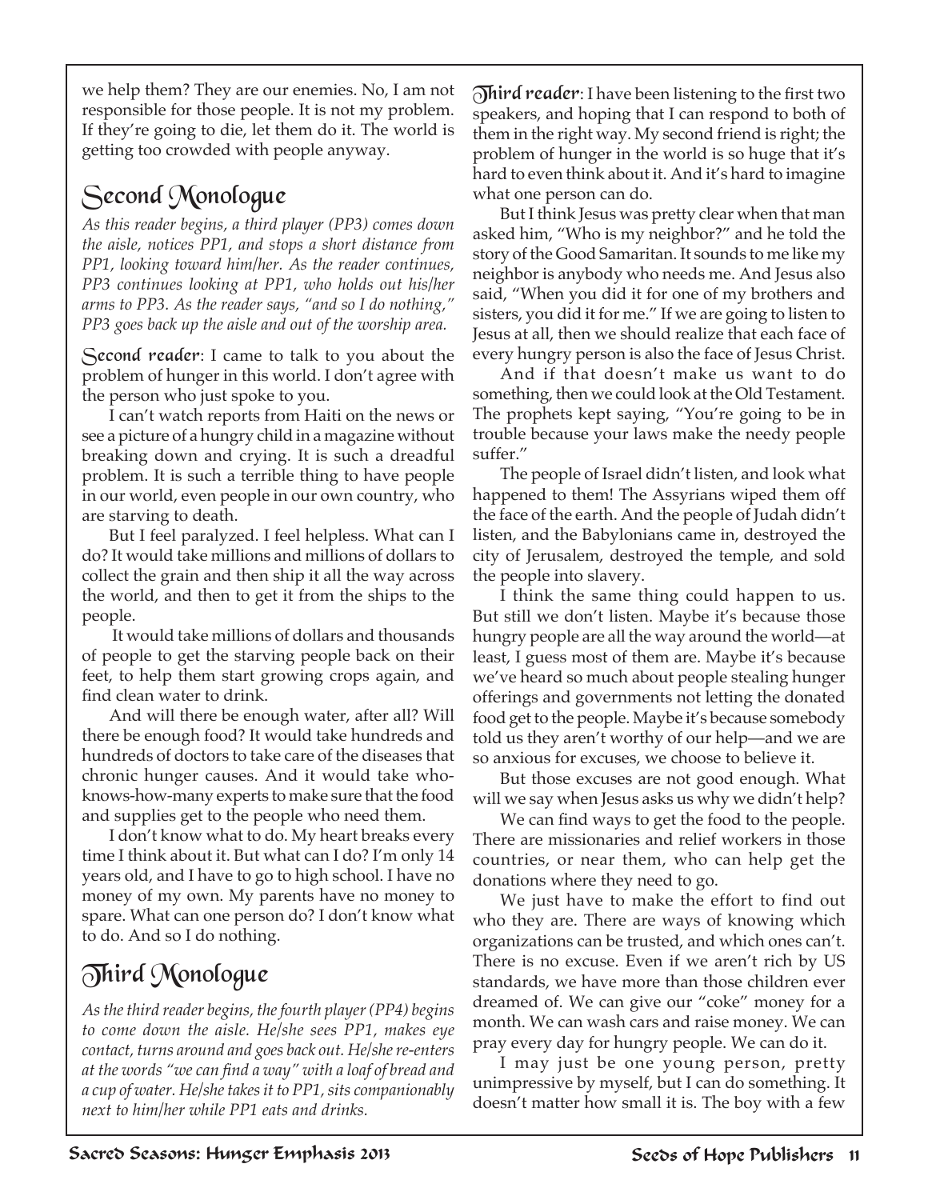we help them? They are our enemies. No, I am not responsible for those people. It is not my problem. If they're going to die, let them do it. The world is getting too crowded with people anyway.

## Second Monologue

*As this reader begins, a third player (PP3) comes down the aisle, notices PP1, and stops a short distance from PP1, looking toward him/her. As the reader continues, PP3 continues looking at PP1, who holds out his/her arms to PP3. As the reader says, "and so I do nothing," PP3 goes back up the aisle and out of the worship area.*

**Second reader**: I came to talk to you about the problem of hunger in this world. I don't agree with the person who just spoke to you.

I can't watch reports from Haiti on the news or see a picture of a hungry child in a magazine without breaking down and crying. It is such a dreadful problem. It is such a terrible thing to have people in our world, even people in our own country, who are starving to death.

But I feel paralyzed. I feel helpless. What can I do? It would take millions and millions of dollars to collect the grain and then ship it all the way across the world, and then to get it from the ships to the people.

It would take millions of dollars and thousands of people to get the starving people back on their feet, to help them start growing crops again, and find clean water to drink.

And will there be enough water, after all? Will there be enough food? It would take hundreds and hundreds of doctors to take care of the diseases that chronic hunger causes. And it would take who-knows-how-many experts to make sure that the food and supplies get to the people who need them.

I don't know what to do. My heart breaks every time I think about it. But what can I do? I'm only 14 years old, and I have to go to high school. I have no money of my own. My parents have no money to spare. What can one person do? I don't know what to do. And so I do nothing.

## Third Monologue

*As the third reader begins, the fourth player (PP4) begins to come down the aisle. He/she sees PP1, makes eye contact, turns around and goes back out. He/she re-enters at the words "we can find a way" with a loaf of bread and a cup of water. He/she takes it to PP1, sits companionably next to him/her while PP1 eats and drinks.*

**Third reader**: I have been listening to the first two speakers, and hoping that I can respond to both of them in the right way. My second friend is right; the problem of hunger in the world is so huge that it's hard to even think about it. And it's hard to imagine what one person can do.

But I think Jesus was pretty clear when that man asked him, "Who is my neighbor?" and he told the story of the Good Samaritan. It sounds to me like my neighbor is anybody who needs me. And Jesus also said, "When you did it for one of my brothers and sisters, you did it for me." If we are going to listen to Jesus at all, then we should realize that each face of every hungry person is also the face of Jesus Christ.

And if that doesn't make us want to do something, then we could look at the Old Testament. The prophets kept saying, "You're going to be in trouble because your laws make the needy people suffer."

The people of Israel didn't listen, and look what happened to them! The Assyrians wiped them off the face of the earth. And the people of Judah didn't listen, and the Babylonians came in, destroyed the city of Jerusalem, destroyed the temple, and sold the people into slavery.

I think the same thing could happen to us. But still we don't listen. Maybe it's because those hungry people are all the way around the world—at least, I guess most of them are. Maybe it's because we've heard so much about people stealing hunger offerings and governments not letting the donated food get to the people. Maybe it's because somebody told us they aren't worthy of our help—and we are so anxious for excuses, we choose to believe it.

But those excuses are not good enough. What will we say when Jesus asks us why we didn't help?

We can find ways to get the food to the people. There are missionaries and relief workers in those countries, or near them, who can help get the donations where they need to go.

We just have to make the effort to find out who they are. There are ways of knowing which organizations can be trusted, and which ones can't. There is no excuse. Even if we aren't rich by US standards, we have more than those children ever dreamed of. We can give our "coke" money for a month. We can wash cars and raise money. We can pray every day for hungry people. We can do it.

I may just be one young person, pretty unimpressive by myself, but I can do something. It doesn't matter how small it is. The boy with a few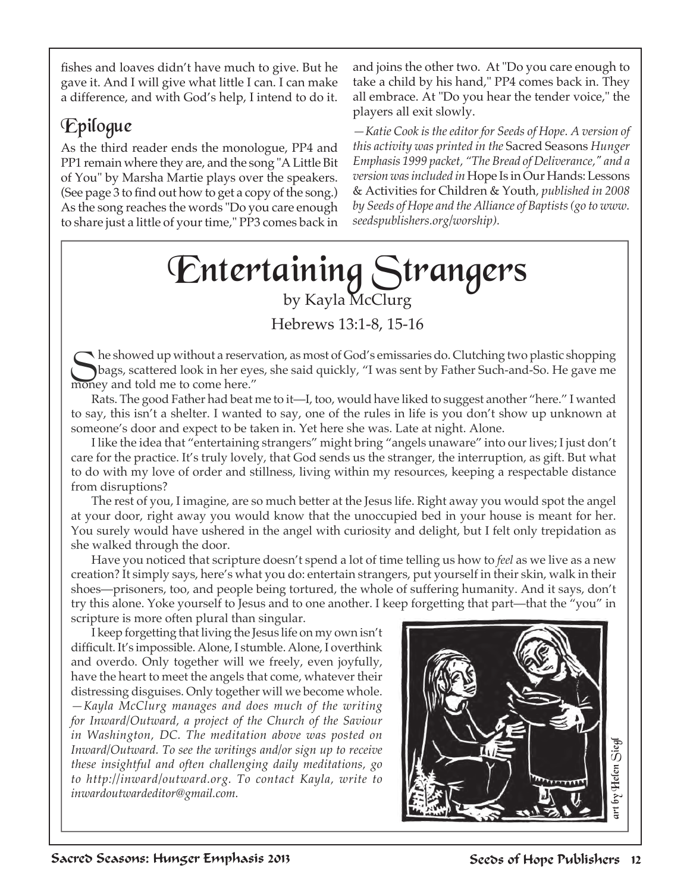fishes and loaves didn't have much to give. But he gave it. And I will give what little I can. I can make a difference, and with God's help, I intend to do it.

## Epilogue

As the third reader ends the monologue, PP4 and PP1 remain where they are, and the song "A Little Bit of You" by Marsha Martie plays over the speakers. (See page 3 to find out how to get a copy of the song.) As the song reaches the words "Do you care enough to share just a little of your time," PP3 comes back in and joins the other two. At "Do you care enough to take a child by his hand," PP4 comes back in. They all embrace. At "Do you hear the tender voice," the players all exit slowly.

*—Katie Cook is the editor for Seeds of Hope. A version of this activity was printed in the* Sacred Seasons *Hunger Emphasis 1999 packet, "The Bread of Deliverance," and a version was included in* Hope Is in Our Hands: Lessons & Activities for Children & Youth*, published in 2008 by Seeds of Hope and the Alliance of Baptists (go to www.seedspublishers.org/worship).*

# Entertaining Strangers

by Kayla McClurg

Hebrews 13:1-8, 15-16

She showed up without a reservation, as most of God's emissaries do. Clutching two plastic shopping bags, scattered look in her eyes, she said quickly, "I was sent by Father Such-and-So. He gave me money and told me to come here."

Rats. The good Father had beat me to it—I, too, would have liked to suggest another "here." I wanted to say, this isn't a shelter. I wanted to say, one of the rules in life is you don't show up unknown at someone's door and expect to be taken in. Yet here she was. Late at night. Alone.

I like the idea that "entertaining strangers" might bring "angels unaware" into our lives; I just don't care for the practice. It's truly lovely, that God sends us the stranger, the interruption, as gift. But what to do with my love of order and stillness, living within my resources, keeping a respectable distance from disruptions?

The rest of you, I imagine, are so much better at the Jesus life. Right away you would spot the angel at your door, right away you would know that the unoccupied bed in your house is meant for her. You surely would have ushered in the angel with curiosity and delight, but I felt only trepidation as she walked through the door.

Have you noticed that scripture doesn't spend a lot of time telling us how to *feel* as we live as a new creation? It simply says, here's what you do: entertain strangers, put yourself in their skin, walk in their shoes—prisoners, too, and people being tortured, the whole of suffering humanity. And it says, don't try this alone. Yoke yourself to Jesus and to one another. I keep forgetting that part—that the "you" in scripture is more often plural than singular.

I keep forgetting that living the Jesus life on my own isn't difficult. It's impossible. Alone, I stumble. Alone, I overthink and overdo. Only together will we freely, even joyfully, have the heart to meet the angels that come, whatever their distressing disguises. Only together will we become whole.

*—Kayla McClurg manages and does much of the writing for Inward/Outward, a project of the Church of the Saviour in Washington, DC. The meditation above was posted on Inward/Outward. To see the writings and/or sign up to receive these insightful and often challenging daily meditations, go to http://inward/outward.org. To contact Kayla, write to inwardoutwardeditor@gmail.com.*

*art by Helen Siegl*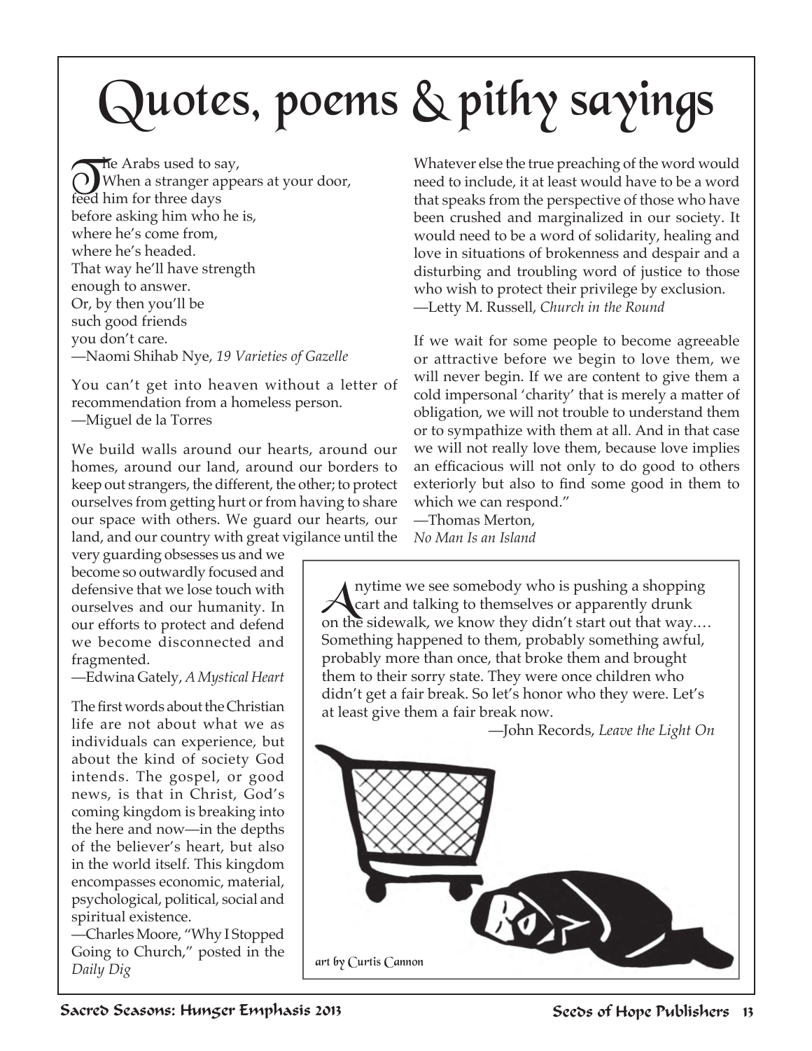# Quotes, poems & pithy sayings

The Arabs used to say,
When a stranger appears at your door,
feed him for three days
before asking him who he is,
where he's come from,
where he's headed.
That way he'll have strength
enough to answer.
Or, by then you'll be
such good friends
you don't care.
—Naomi Shihab Nye, *19 Varieties of Gazelle*

You can't get into heaven without a letter of recommendation from a homeless person.
—Miguel de la Torres

We build walls around our hearts, around our homes, around our land, around our borders to keep out strangers, the different, the other; to protect ourselves from getting hurt or from having to share our space with others. We guard our hearts, our land, and our country with great vigilance until the very guarding obsesses us and we become so outwardly focused and defensive that we lose touch with ourselves and our humanity. In our efforts to protect and defend we become disconnected and fragmented.
—Edwina Gately, *A Mystical Heart*

The first words about the Christian life are not about what we as individuals can experience, but about the kind of society God intends. The gospel, or good news, is that in Christ, God's coming kingdom is breaking into the here and now—in the depths of the believer's heart, but also in the world itself. This kingdom encompasses economic, material, psychological, political, social and spiritual existence.
—Charles Moore, "Why I Stopped Going to Church," posted in the *Daily Dig*

Whatever else the true preaching of the word would need to include, it at least would have to be a word that speaks from the perspective of those who have been crushed and marginalized in our society. It would need to be a word of solidarity, healing and love in situations of brokenness and despair and a disturbing and troubling word of justice to those who wish to protect their privilege by exclusion.
—Letty M. Russell, *Church in the Round*

If we wait for some people to become agreeable or attractive before we begin to love them, we will never begin. If we are content to give them a cold impersonal 'charity' that is merely a matter of obligation, we will not trouble to understand them or to sympathize with them at all. And in that case we will not really love them, because love implies an efficacious will not only to do good to others exteriorly but also to find some good in them to which we can respond."
—Thomas Merton, *No Man Is an Island*

Anytime we see somebody who is pushing a shopping cart and talking to themselves or apparently drunk on the sidewalk, we know they didn't start out that way.… Something happened to them, probably something awful, probably more than once, that broke them and brought them to their sorry state. They were once children who didn't get a fair break. So let's honor who they were. Let's at least give them a fair break now.
—John Records, *Leave the Light On*

art by Curtis Cannon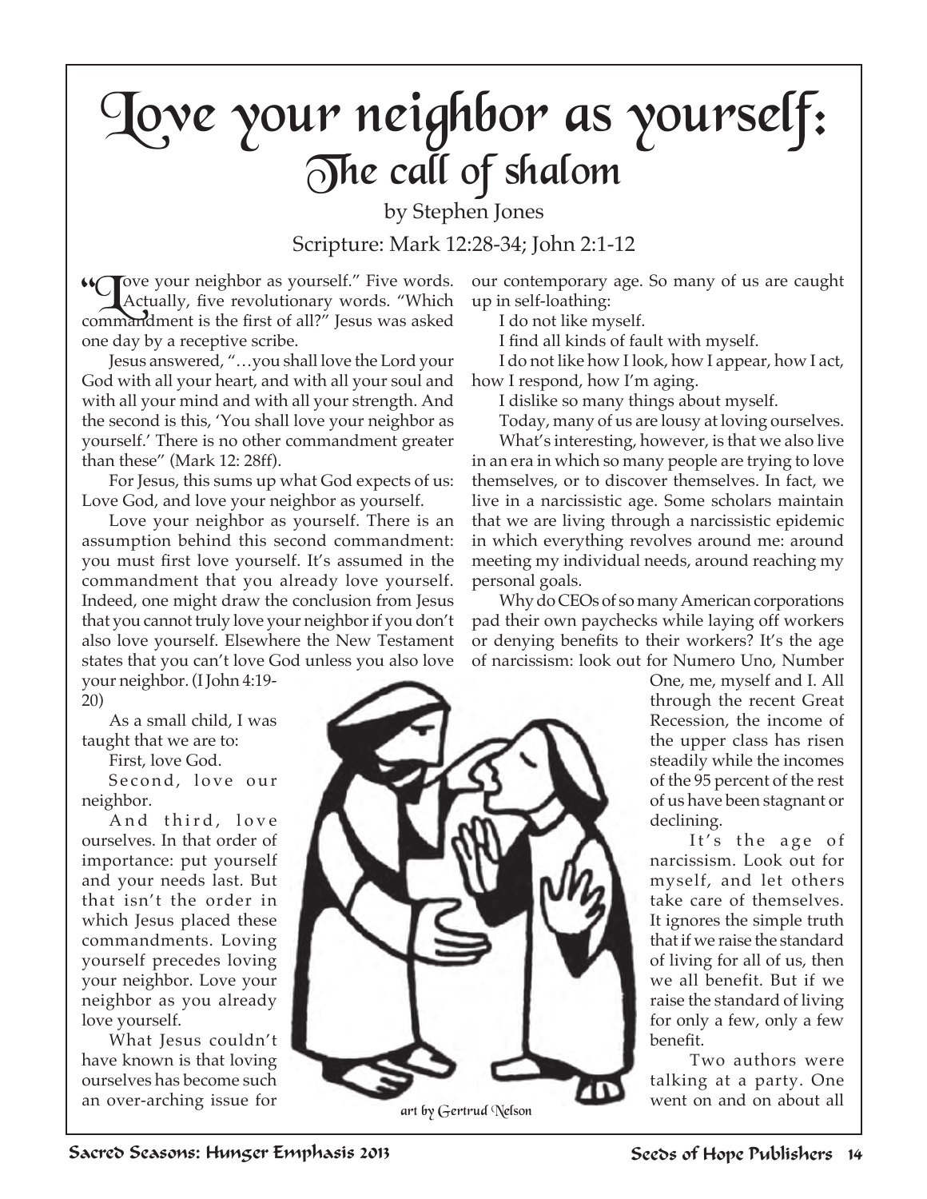# Love your neighbor as yourself:
## The call of shalom

by Stephen Jones

Scripture: Mark 12:28-34; John 2:1-12

"Love your neighbor as yourself." Five words. Actually, five revolutionary words. "Which commandment is the first of all?" Jesus was asked one day by a receptive scribe.

Jesus answered, "…you shall love the Lord your God with all your heart, and with all your soul and with all your mind and with all your strength. And the second is this, 'You shall love your neighbor as yourself.' There is no other commandment greater than these" (Mark 12: 28ff).

For Jesus, this sums up what God expects of us: Love God, and love your neighbor as yourself.

Love your neighbor as yourself. There is an assumption behind this second commandment: you must first love yourself. It's assumed in the commandment that you already love yourself. Indeed, one might draw the conclusion from Jesus that you cannot truly love your neighbor if you don't also love yourself. Elsewhere the New Testament states that you can't love God unless you also love your neighbor. (I John 4:19-20)

As a small child, I was taught that we are to:

First, love God.

Second, love our neighbor.

And third, love ourselves. In that order of importance: put yourself and your needs last. But that isn't the order in which Jesus placed these commandments. Loving yourself precedes loving your neighbor. Love your neighbor as you already love yourself.

What Jesus couldn't have known is that loving ourselves has become such an over-arching issue for our contemporary age. So many of us are caught up in self-loathing:

I do not like myself.

I find all kinds of fault with myself.

I do not like how I look, how I appear, how I act, how I respond, how I'm aging.

I dislike so many things about myself.

Today, many of us are lousy at loving ourselves.

What's interesting, however, is that we also live in an era in which so many people are trying to love themselves, or to discover themselves. In fact, we live in a narcissistic age. Some scholars maintain that we are living through a narcissistic epidemic in which everything revolves around me: around meeting my individual needs, around reaching my personal goals.

Why do CEOs of so many American corporations pad their own paychecks while laying off workers or denying benefits to their workers? It's the age of narcissism: look out for Numero Uno, Number One, me, myself and I. All through the recent Great Recession, the income of the upper class has risen steadily while the incomes of the 95 percent of the rest of us have been stagnant or declining.

It's the age of narcissism. Look out for myself, and let others take care of themselves. It ignores the simple truth that if we raise the standard of living for all of us, then we all benefit. But if we raise the standard of living for only a few, only a few benefit.

Two authors were talking at a party. One went on and on about all

art by Gertrud Nelson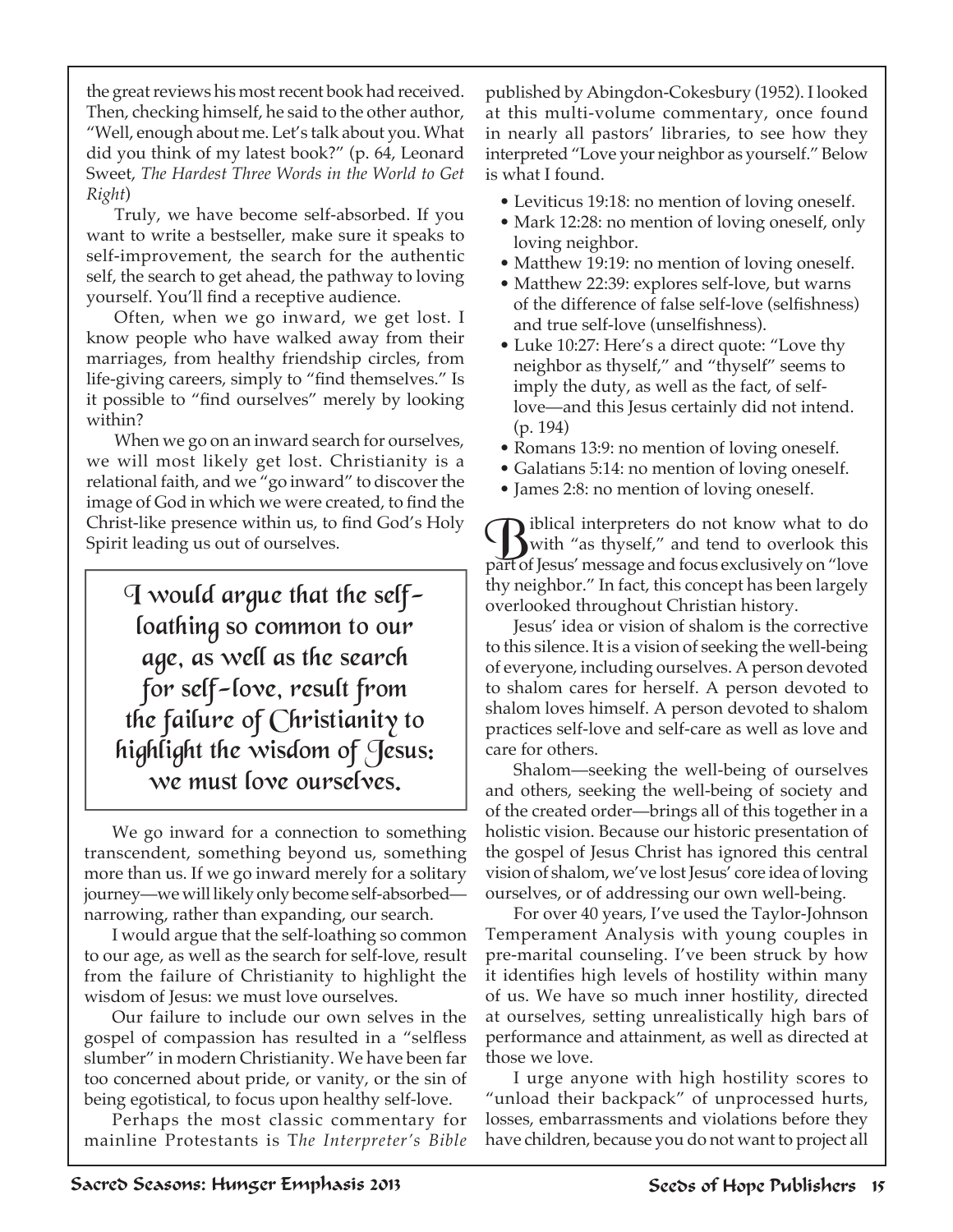the great reviews his most recent book had received. Then, checking himself, he said to the other author, "Well, enough about me. Let's talk about you. What did you think of my latest book?" (p. 64, Leonard Sweet, *The Hardest Three Words in the World to Get Right*)

Truly, we have become self-absorbed. If you want to write a bestseller, make sure it speaks to self-improvement, the search for the authentic self, the search to get ahead, the pathway to loving yourself. You'll find a receptive audience.

Often, when we go inward, we get lost. I know people who have walked away from their marriages, from healthy friendship circles, from life-giving careers, simply to "find themselves." Is it possible to "find ourselves" merely by looking within?

When we go on an inward search for ourselves, we will most likely get lost. Christianity is a relational faith, and we "go inward" to discover the image of God in which we were created, to find the Christ-like presence within us, to find God's Holy Spirit leading us out of ourselves.

> I would argue that the self-loathing so common to our age, as well as the search for self-love, result from the failure of Christianity to highlight the wisdom of Jesus: we must love ourselves.

We go inward for a connection to something transcendent, something beyond us, something more than us. If we go inward merely for a solitary journey—we will likely only become self-absorbed—narrowing, rather than expanding, our search.

I would argue that the self-loathing so common to our age, as well as the search for self-love, result from the failure of Christianity to highlight the wisdom of Jesus: we must love ourselves.

Our failure to include our own selves in the gospel of compassion has resulted in a "selfless slumber" in modern Christianity. We have been far too concerned about pride, or vanity, or the sin of being egotistical, to focus upon healthy self-love.

Perhaps the most classic commentary for mainline Protestants is T*he Interpreter's Bible* published by Abingdon-Cokesbury (1952). I looked at this multi-volume commentary, once found in nearly all pastors' libraries, to see how they interpreted "Love your neighbor as yourself." Below is what I found.

- Leviticus 19:18: no mention of loving oneself.
- Mark 12:28: no mention of loving oneself, only loving neighbor.
- Matthew 19:19: no mention of loving oneself.
- Matthew 22:39: explores self-love, but warns of the difference of false self-love (selfishness) and true self-love (unselfishness).
- Luke 10:27: Here's a direct quote: "Love thy neighbor as thyself," and "thyself" seems to imply the duty, as well as the fact, of self-love—and this Jesus certainly did not intend. (p. 194)
- Romans 13:9: no mention of loving oneself.
- Galatians 5:14: no mention of loving oneself.
- James 2:8: no mention of loving oneself.

Biblical interpreters do not know what to do with "as thyself," and tend to overlook this part of Jesus' message and focus exclusively on "love thy neighbor." In fact, this concept has been largely overlooked throughout Christian history.

Jesus' idea or vision of shalom is the corrective to this silence. It is a vision of seeking the well-being of everyone, including ourselves. A person devoted to shalom cares for herself. A person devoted to shalom loves himself. A person devoted to shalom practices self-love and self-care as well as love and care for others.

Shalom—seeking the well-being of ourselves and others, seeking the well-being of society and of the created order—brings all of this together in a holistic vision. Because our historic presentation of the gospel of Jesus Christ has ignored this central vision of shalom, we've lost Jesus' core idea of loving ourselves, or of addressing our own well-being.

For over 40 years, I've used the Taylor-Johnson Temperament Analysis with young couples in pre-marital counseling. I've been struck by how it identifies high levels of hostility within many of us. We have so much inner hostility, directed at ourselves, setting unrealistically high bars of performance and attainment, as well as directed at those we love.

I urge anyone with high hostility scores to "unload their backpack" of unprocessed hurts, losses, embarrassments and violations before they have children, because you do not want to project all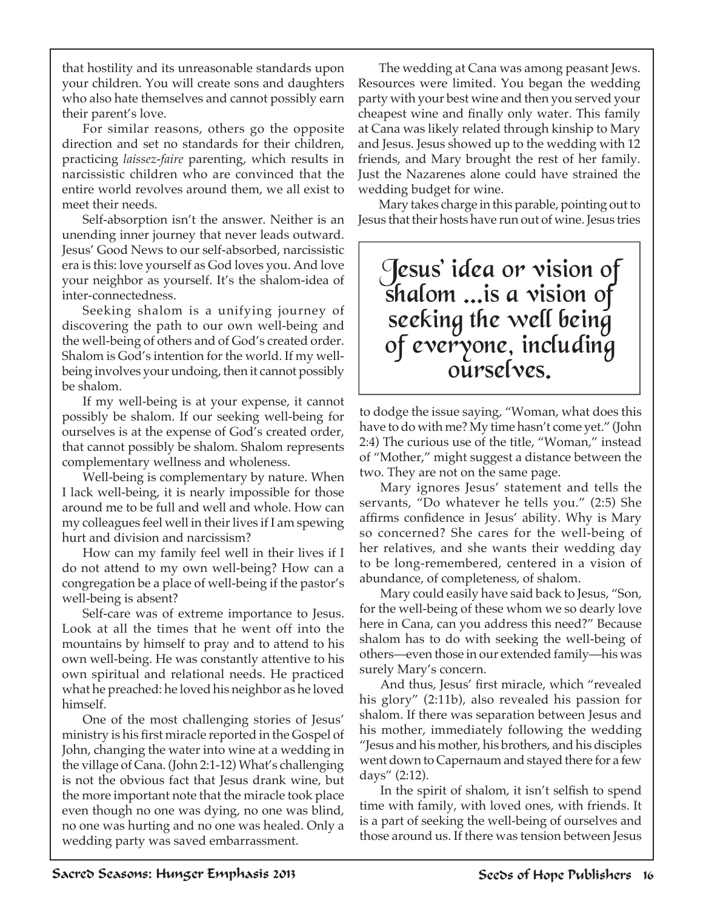that hostility and its unreasonable standards upon your children. You will create sons and daughters who also hate themselves and cannot possibly earn their parent's love.

For similar reasons, others go the opposite direction and set no standards for their children, practicing *laissez-faire* parenting, which results in narcissistic children who are convinced that the entire world revolves around them, we all exist to meet their needs.

Self-absorption isn't the answer. Neither is an unending inner journey that never leads outward. Jesus' Good News to our self-absorbed, narcissistic era is this: love yourself as God loves you. And love your neighbor as yourself. It's the shalom-idea of inter-connectedness.

Seeking shalom is a unifying journey of discovering the path to our own well-being and the well-being of others and of God's created order. Shalom is God's intention for the world. If my well-being involves your undoing, then it cannot possibly be shalom.

If my well-being is at your expense, it cannot possibly be shalom. If our seeking well-being for ourselves is at the expense of God's created order, that cannot possibly be shalom. Shalom represents complementary wellness and wholeness.

Well-being is complementary by nature. When I lack well-being, it is nearly impossible for those around me to be full and well and whole. How can my colleagues feel well in their lives if I am spewing hurt and division and narcissism?

How can my family feel well in their lives if I do not attend to my own well-being? How can a congregation be a place of well-being if the pastor's well-being is absent?

Self-care was of extreme importance to Jesus. Look at all the times that he went off into the mountains by himself to pray and to attend to his own well-being. He was constantly attentive to his own spiritual and relational needs. He practiced what he preached: he loved his neighbor as he loved himself.

One of the most challenging stories of Jesus' ministry is his first miracle reported in the Gospel of John, changing the water into wine at a wedding in the village of Cana. (John 2:1-12) What's challenging is not the obvious fact that Jesus drank wine, but the more important note that the miracle took place even though no one was dying, no one was blind, no one was hurting and no one was healed. Only a wedding party was saved embarrassment.

The wedding at Cana was among peasant Jews. Resources were limited. You began the wedding party with your best wine and then you served your cheapest wine and finally only water. This family at Cana was likely related through kinship to Mary and Jesus. Jesus showed up to the wedding with 12 friends, and Mary brought the rest of her family. Just the Nazarenes alone could have strained the wedding budget for wine.

Mary takes charge in this parable, pointing out to Jesus that their hosts have run out of wine. Jesus tries to dodge the issue saying, "Woman, what does this have to do with me? My time hasn't come yet." (John 2:4) The curious use of the title, "Woman," instead of "Mother," might suggest a distance between the two. They are not on the same page.

> **Jesus' idea or vision of shalom ...is a vision of seeking the well being of everyone, including ourselves.**

Mary ignores Jesus' statement and tells the servants, "Do whatever he tells you." (2:5) She affirms confidence in Jesus' ability. Why is Mary so concerned? She cares for the well-being of her relatives, and she wants their wedding day to be long-remembered, centered in a vision of abundance, of completeness, of shalom.

Mary could easily have said back to Jesus, "Son, for the well-being of these whom we so dearly love here in Cana, can you address this need?" Because shalom has to do with seeking the well-being of others—even those in our extended family—his was surely Mary's concern.

And thus, Jesus' first miracle, which "revealed his glory" (2:11b), also revealed his passion for shalom. If there was separation between Jesus and his mother, immediately following the wedding "Jesus and his mother, his brothers, and his disciples went down to Capernaum and stayed there for a few days" (2:12).

In the spirit of shalom, it isn't selfish to spend time with family, with loved ones, with friends. It is a part of seeking the well-being of ourselves and those around us. If there was tension between Jesus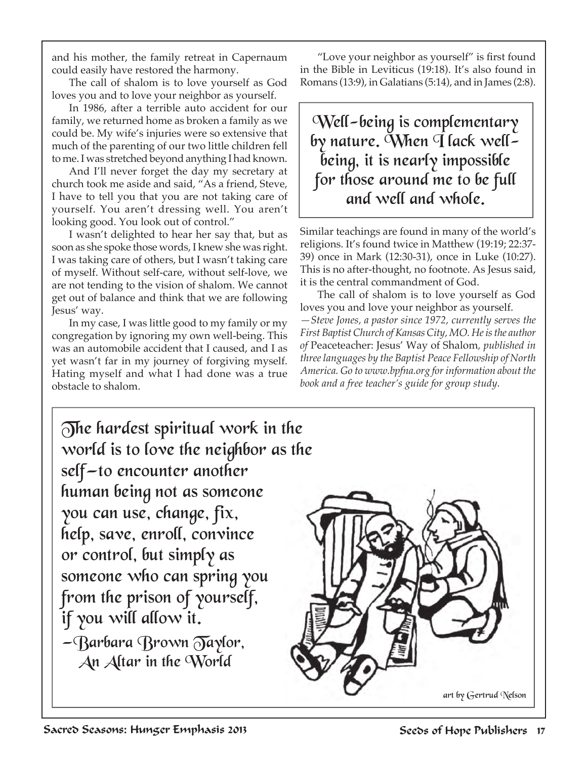and his mother, the family retreat in Capernaum could easily have restored the harmony.

The call of shalom is to love yourself as God loves you and to love your neighbor as yourself.

In 1986, after a terrible auto accident for our family, we returned home as broken a family as we could be. My wife's injuries were so extensive that much of the parenting of our two little children fell to me. I was stretched beyond anything I had known.

And I'll never forget the day my secretary at church took me aside and said, "As a friend, Steve, I have to tell you that you are not taking care of yourself. You aren't dressing well. You aren't looking good. You look out of control."

I wasn't delighted to hear her say that, but as soon as she spoke those words, I knew she was right. I was taking care of others, but I wasn't taking care of myself. Without self-care, without self-love, we are not tending to the vision of shalom. We cannot get out of balance and think that we are following Jesus' way.

In my case, I was little good to my family or my congregation by ignoring my own well-being. This was an automobile accident that I caused, and I as yet wasn't far in my journey of forgiving myself. Hating myself and what I had done was a true obstacle to shalom.

"Love your neighbor as yourself" is first found in the Bible in Leviticus (19:18). It's also found in Romans (13:9), in Galatians (5:14), and in James (2:8).

> **Well-being is complementary by nature. When I lack well-being, it is nearly impossible for those around me to be full and well and whole.**

Similar teachings are found in many of the world's religions. It's found twice in Matthew (19:19; 22:37-39) once in Mark (12:30-31), once in Luke (10:27). This is no after-thought, no footnote. As Jesus said, it is the central commandment of God.

The call of shalom is to love yourself as God loves you and love your neighbor as yourself.

*—Steve Jones, a pastor since 1972, currently serves the First Baptist Church of Kansas City, MO. He is the author of* Peaceteacher: Jesus' Way of Shalom, *published in three languages by the Baptist Peace Fellowship of North America. Go to www.bpfna.org for information about the book and a free teacher's guide for group study.*

> **The hardest spiritual work in the world is to love the neighbor as the self—to encounter another human being not as someone you can use, change, fix, help, save, enroll, convince or control, but simply as someone who can spring you from the prison of yourself, if you will allow it.**
>
> —Barbara Brown Taylor, *An Altar in the World*

art by Gertrud Nelson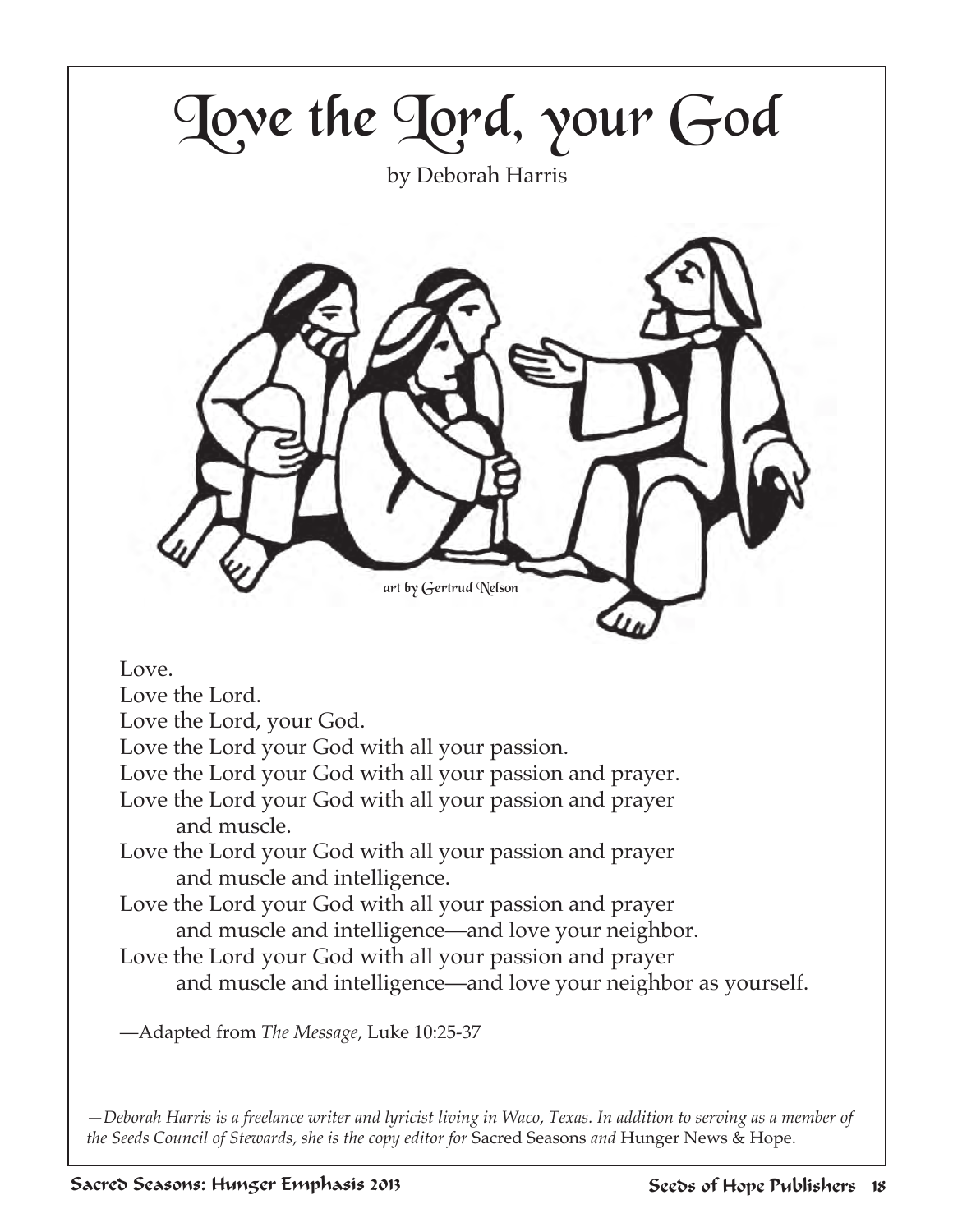# Love the Lord, your God

by Deborah Harris

art by Gertrud Nelson

Love.
Love the Lord.
Love the Lord, your God.
Love the Lord your God with all your passion.
Love the Lord your God with all your passion and prayer.
Love the Lord your God with all your passion and prayer
and muscle.
Love the Lord your God with all your passion and prayer
and muscle and intelligence.
Love the Lord your God with all your passion and prayer
and muscle and intelligence—and love your neighbor.
Love the Lord your God with all your passion and prayer
and muscle and intelligence—and love your neighbor as yourself.

—Adapted from *The Message*, Luke 10:25-37

*—Deborah Harris is a freelance writer and lyricist living in Waco, Texas. In addition to serving as a member of the Seeds Council of Stewards, she is the copy editor for* Sacred Seasons *and* Hunger News & Hope.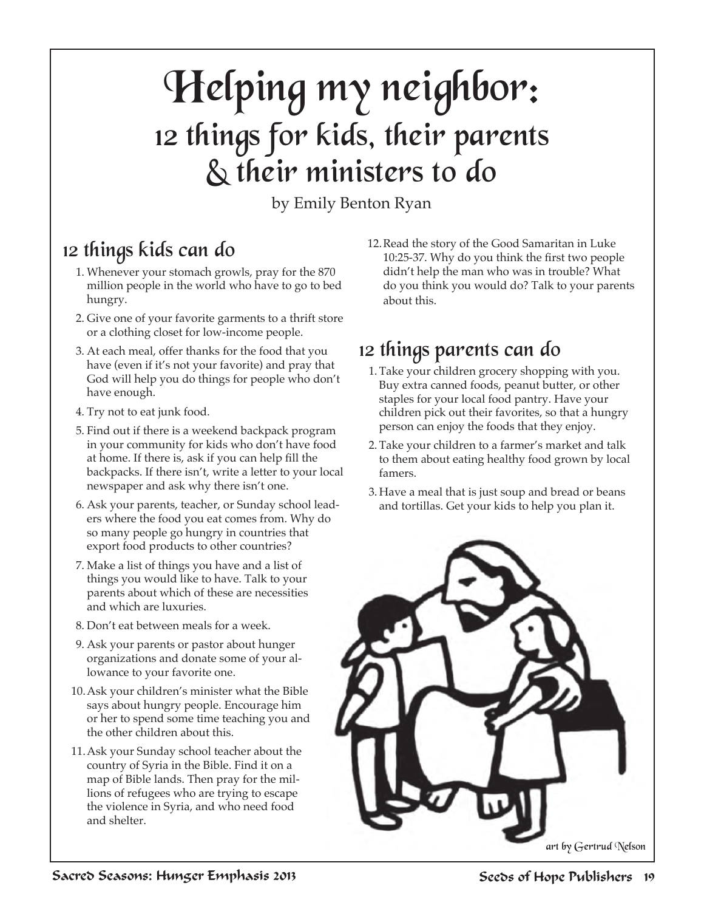# Helping my neighbor: 12 things for kids, their parents & their ministers to do

by Emily Benton Ryan

## 12 things kids can do

1. Whenever your stomach growls, pray for the 870 million people in the world who have to go to bed hungry.
2. Give one of your favorite garments to a thrift store or a clothing closet for low-income people.
3. At each meal, offer thanks for the food that you have (even if it's not your favorite) and pray that God will help you do things for people who don't have enough.
4. Try not to eat junk food.
5. Find out if there is a weekend backpack program in your community for kids who don't have food at home. If there is, ask if you can help fill the backpacks. If there isn't, write a letter to your local newspaper and ask why there isn't one.
6. Ask your parents, teacher, or Sunday school leaders where the food you eat comes from. Why do so many people go hungry in countries that export food products to other countries?
7. Make a list of things you have and a list of things you would like to have. Talk to your parents about which of these are necessities and which are luxuries.
8. Don't eat between meals for a week.
9. Ask your parents or pastor about hunger organizations and donate some of your allowance to your favorite one.
10. Ask your children's minister what the Bible says about hungry people. Encourage him or her to spend some time teaching you and the other children about this.
11. Ask your Sunday school teacher about the country of Syria in the Bible. Find it on a map of Bible lands. Then pray for the millions of refugees who are trying to escape the violence in Syria, and who need food and shelter.
12. Read the story of the Good Samaritan in Luke 10:25-37. Why do you think the first two people didn't help the man who was in trouble? What do you think you would do? Talk to your parents about this.

## 12 things parents can do

1. Take your children grocery shopping with you. Buy extra canned foods, peanut butter, or other staples for your local food pantry. Have your children pick out their favorites, so that a hungry person can enjoy the foods that they enjoy.
2. Take your children to a farmer's market and talk to them about eating healthy food grown by local famers.
3. Have a meal that is just soup and bread or beans and tortillas. Get your kids to help you plan it.

art by Gertrud Nelson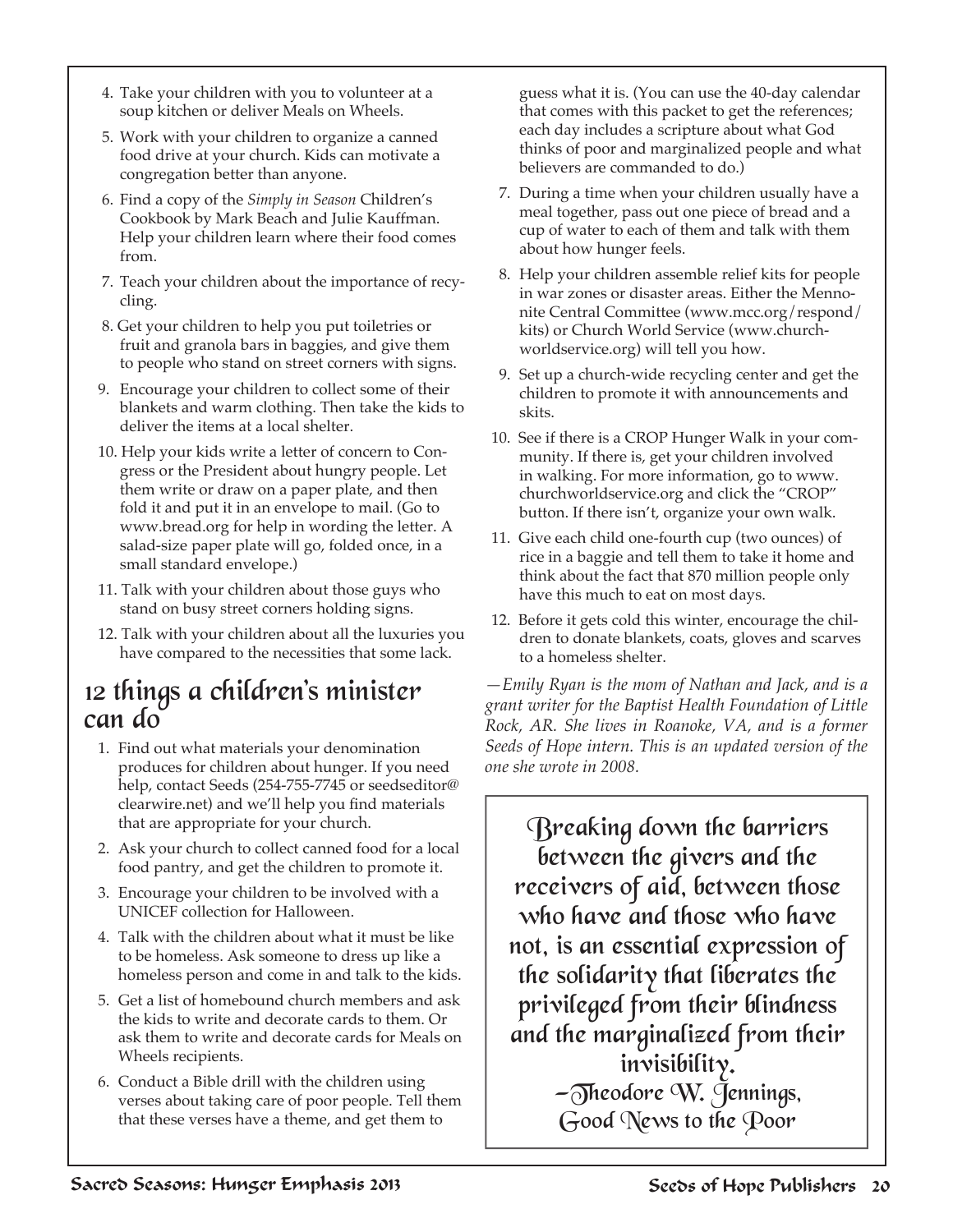4. Take your children with you to volunteer at a soup kitchen or deliver Meals on Wheels.
5. Work with your children to organize a canned food drive at your church. Kids can motivate a congregation better than anyone.
6. Find a copy of the *Simply in Season* Children's Cookbook by Mark Beach and Julie Kauffman. Help your children learn where their food comes from.
7. Teach your children about the importance of recycling.
8. Get your children to help you put toiletries or fruit and granola bars in baggies, and give them to people who stand on street corners with signs.
9. Encourage your children to collect some of their blankets and warm clothing. Then take the kids to deliver the items at a local shelter.
10. Help your kids write a letter of concern to Congress or the President about hungry people. Let them write or draw on a paper plate, and then fold it and put it in an envelope to mail. (Go to www.bread.org for help in wording the letter. A salad-size paper plate will go, folded once, in a small standard envelope.)
11. Talk with your children about those guys who stand on busy street corners holding signs.
12. Talk with your children about all the luxuries you have compared to the necessities that some lack.

## 12 things a children's minister can do

1. Find out what materials your denomination produces for children about hunger. If you need help, contact Seeds (254-755-7745 or seedseditor@clearwire.net) and we'll help you find materials that are appropriate for your church.
2. Ask your church to collect canned food for a local food pantry, and get the children to promote it.
3. Encourage your children to be involved with a UNICEF collection for Halloween.
4. Talk with the children about what it must be like to be homeless. Ask someone to dress up like a homeless person and come in and talk to the kids.
5. Get a list of homebound church members and ask the kids to write and decorate cards to them. Or ask them to write and decorate cards for Meals on Wheels recipients.
6. Conduct a Bible drill with the children using verses about taking care of poor people. Tell them that these verses have a theme, and get them to guess what it is. (You can use the 40-day calendar that comes with this packet to get the references; each day includes a scripture about what God thinks of poor and marginalized people and what believers are commanded to do.)
7. During a time when your children usually have a meal together, pass out one piece of bread and a cup of water to each of them and talk with them about how hunger feels.
8. Help your children assemble relief kits for people in war zones or disaster areas. Either the Mennonite Central Committee (www.mcc.org/respond/kits) or Church World Service (www.churchworldservice.org) will tell you how.
9. Set up a church-wide recycling center and get the children to promote it with announcements and skits.
10. See if there is a CROP Hunger Walk in your community. If there is, get your children involved in walking. For more information, go to www.churchworldservice.org and click the "CROP" button. If there isn't, organize your own walk.
11. Give each child one-fourth cup (two ounces) of rice in a baggie and tell them to take it home and think about the fact that 870 million people only have this much to eat on most days.
12. Before it gets cold this winter, encourage the children to donate blankets, coats, gloves and scarves to a homeless shelter.

*—Emily Ryan is the mom of Nathan and Jack, and is a grant writer for the Baptist Health Foundation of Little Rock, AR. She lives in Roanoke, VA, and is a former Seeds of Hope intern. This is an updated version of the one she wrote in 2008.*

> Breaking down the barriers between the givers and the receivers of aid, between those who have and those who have not, is an essential expression of the solidarity that liberates the privileged from their blindness and the marginalized from their invisibility.
>
> —Theodore W. Jennings, Good News to the Poor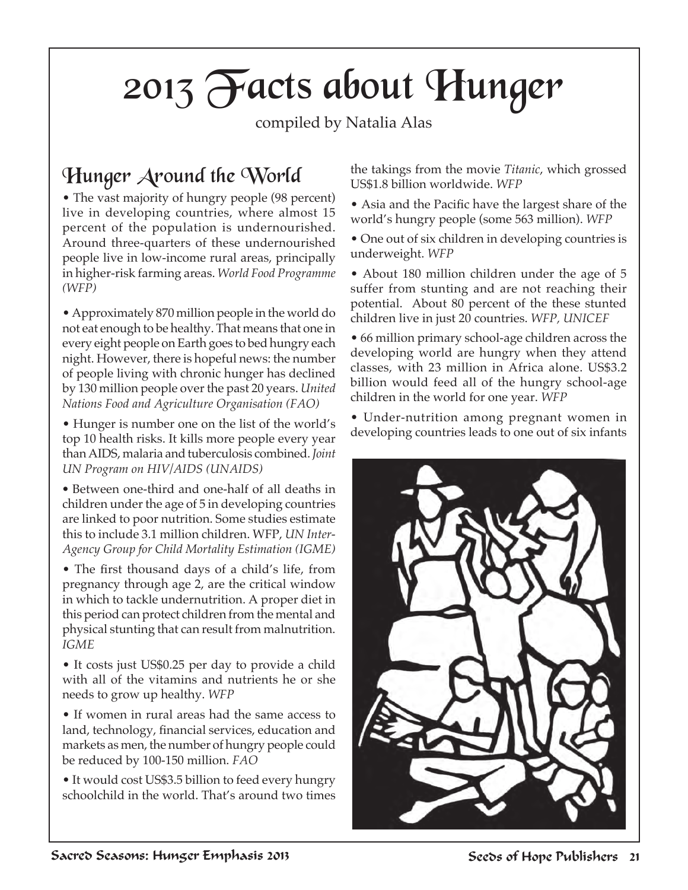# 2013 Facts about Hunger

compiled by Natalia Alas

## Hunger Around the World

• The vast majority of hungry people (98 percent) live in developing countries, where almost 15 percent of the population is undernourished. Around three-quarters of these undernourished people live in low-income rural areas, principally in higher-risk farming areas. *World Food Programme (WFP)*

• Approximately 870 million people in the world do not eat enough to be healthy. That means that one in every eight people on Earth goes to bed hungry each night. However, there is hopeful news: the number of people living with chronic hunger has declined by 130 million people over the past 20 years. *United Nations Food and Agriculture Organisation (FAO)*

• Hunger is number one on the list of the world's top 10 health risks. It kills more people every year than AIDS, malaria and tuberculosis combined. *Joint UN Program on HIV/AIDS (UNAIDS)*

• Between one-third and one-half of all deaths in children under the age of 5 in developing countries are linked to poor nutrition. Some studies estimate this to include 3.1 million children. WFP, *UN Inter-Agency Group for Child Mortality Estimation (IGME)*

• The first thousand days of a child's life, from pregnancy through age 2, are the critical window in which to tackle undernutrition. A proper diet in this period can protect children from the mental and physical stunting that can result from malnutrition. *IGME*

• It costs just US$0.25 per day to provide a child with all of the vitamins and nutrients he or she needs to grow up healthy. *WFP*

• If women in rural areas had the same access to land, technology, financial services, education and markets as men, the number of hungry people could be reduced by 100-150 million. *FAO*

• It would cost US$3.5 billion to feed every hungry schoolchild in the world. That's around two times the takings from the movie *Titanic*, which grossed US$1.8 billion worldwide. *WFP*

• Asia and the Pacific have the largest share of the world's hungry people (some 563 million). *WFP*

• One out of six children in developing countries is underweight. *WFP*

• About 180 million children under the age of 5 suffer from stunting and are not reaching their potential. About 80 percent of the these stunted children live in just 20 countries. *WFP, UNICEF*

• 66 million primary school-age children across the developing world are hungry when they attend classes, with 23 million in Africa alone. US$3.2 billion would feed all of the hungry school-age children in the world for one year. *WFP*

• Under-nutrition among pregnant women in developing countries leads to one out of six infants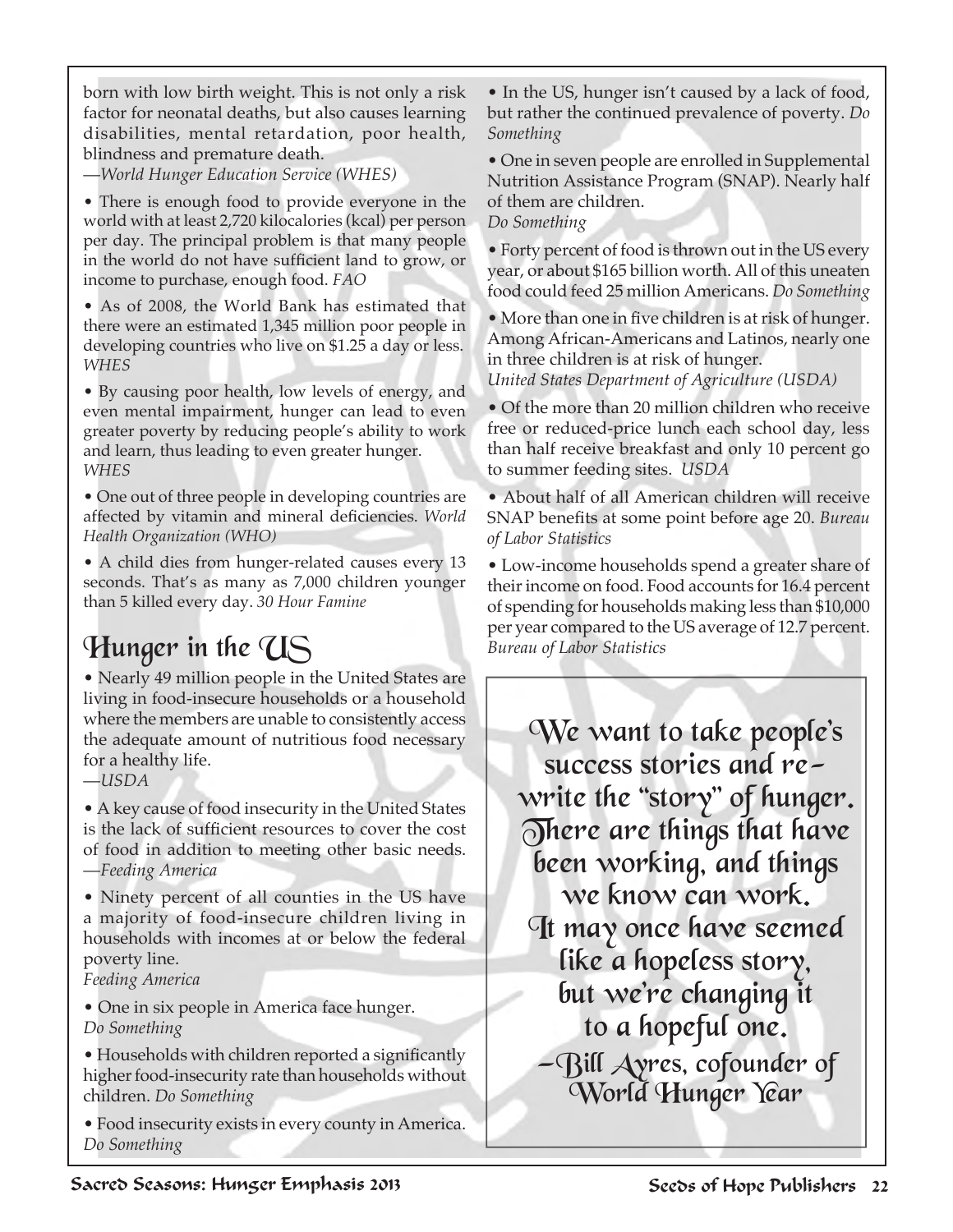born with low birth weight. This is not only a risk factor for neonatal deaths, but also causes learning disabilities, mental retardation, poor health, blindness and premature death.
—*World Hunger Education Service (WHES)*

• There is enough food to provide everyone in the world with at least 2,720 kilocalories (kcal) per person per day. The principal problem is that many people in the world do not have sufficient land to grow, or income to purchase, enough food. *FAO*

• As of 2008, the World Bank has estimated that there were an estimated 1,345 million poor people in developing countries who live on $1.25 a day or less. *WHES*

• By causing poor health, low levels of energy, and even mental impairment, hunger can lead to even greater poverty by reducing people's ability to work and learn, thus leading to even greater hunger. *WHES*

• One out of three people in developing countries are affected by vitamin and mineral deficiencies. *World Health Organization (WHO)*

• A child dies from hunger-related causes every 13 seconds. That's as many as 7,000 children younger than 5 killed every day. *30 Hour Famine*

## Hunger in the US

• Nearly 49 million people in the United States are living in food-insecure households or a household where the members are unable to consistently access the adequate amount of nutritious food necessary for a healthy life.
—*USDA*

• A key cause of food insecurity in the United States is the lack of sufficient resources to cover the cost of food in addition to meeting other basic needs.
—*Feeding America*

• Ninety percent of all counties in the US have a majority of food-insecure children living in households with incomes at or below the federal poverty line.
*Feeding America*

• One in six people in America face hunger.
*Do Something*

• Households with children reported a significantly higher food-insecurity rate than households without children. *Do Something*

• Food insecurity exists in every county in America.
*Do Something*

• In the US, hunger isn't caused by a lack of food, but rather the continued prevalence of poverty. *Do Something*

• One in seven people are enrolled in Supplemental Nutrition Assistance Program (SNAP). Nearly half of them are children.
*Do Something*

• Forty percent of food is thrown out in the US every year, or about $165 billion worth. All of this uneaten food could feed 25 million Americans. *Do Something*

• More than one in five children is at risk of hunger. Among African-Americans and Latinos, nearly one in three children is at risk of hunger.
*United States Department of Agriculture (USDA)*

• Of the more than 20 million children who receive free or reduced-price lunch each school day, less than half receive breakfast and only 10 percent go to summer feeding sites. *USDA*

• About half of all American children will receive SNAP benefits at some point before age 20. *Bureau of Labor Statistics*

• Low-income households spend a greater share of their income on food. Food accounts for 16.4 percent of spending for households making less than $10,000 per year compared to the US average of 12.7 percent. *Bureau of Labor Statistics*

> We want to take people's success stories and re-write the "story" of hunger. There are things that have been working, and things we know can work. It may once have seemed like a hopeless story, but we're changing it to a hopeful one.
> —Bill Ayres, cofounder of World Hunger Year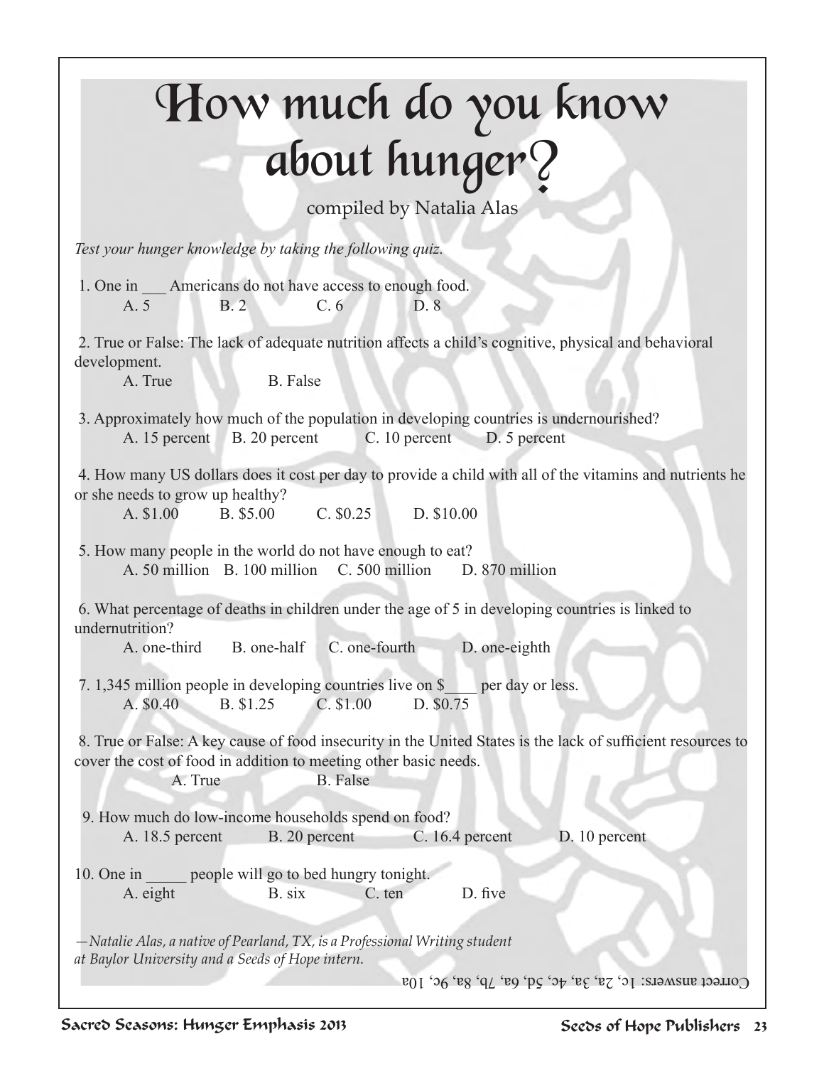# How much do you know about hunger?

compiled by Natalia Alas

*Test your hunger knowledge by taking the following quiz.*

1. One in ___ Americans do not have access to enough food.
   A. 5 B. 2 C. 6 D. 8

2. True or False: The lack of adequate nutrition affects a child's cognitive, physical and behavioral development.
   A. True B. False

3. Approximately how much of the population in developing countries is undernourished?
   A. 15 percent B. 20 percent C. 10 percent D. 5 percent

4. How many US dollars does it cost per day to provide a child with all of the vitamins and nutrients he or she needs to grow up healthy?
   A. $1.00 B. $5.00 C. $0.25 D. $10.00

5. How many people in the world do not have enough to eat?
   A. 50 million B. 100 million C. 500 million D. 870 million

6. What percentage of deaths in children under the age of 5 in developing countries is linked to undernutrition?
   A. one-third B. one-half C. one-fourth D. one-eighth

7. 1,345 million people in developing countries live on $____ per day or less.
   A. $0.40 B. $1.25 C. $1.00 D. $0.75

8. True or False: A key cause of food insecurity in the United States is the lack of sufficient resources to cover the cost of food in addition to meeting other basic needs.
   A. True B. False

9. How much do low-income households spend on food?
   A. 18.5 percent B. 20 percent C. 16.4 percent D. 10 percent

10. One in _____ people will go to bed hungry tonight.
    A. eight B. six C. ten D. five

*—Natalie Alas, a native of Pearland, TX, is a Professional Writing student at Baylor University and a Seeds of Hope intern.*

Correct answers: 1c, 2a, 3a, 4c, 5d, 6a, 7b, 8a, 9c, 10a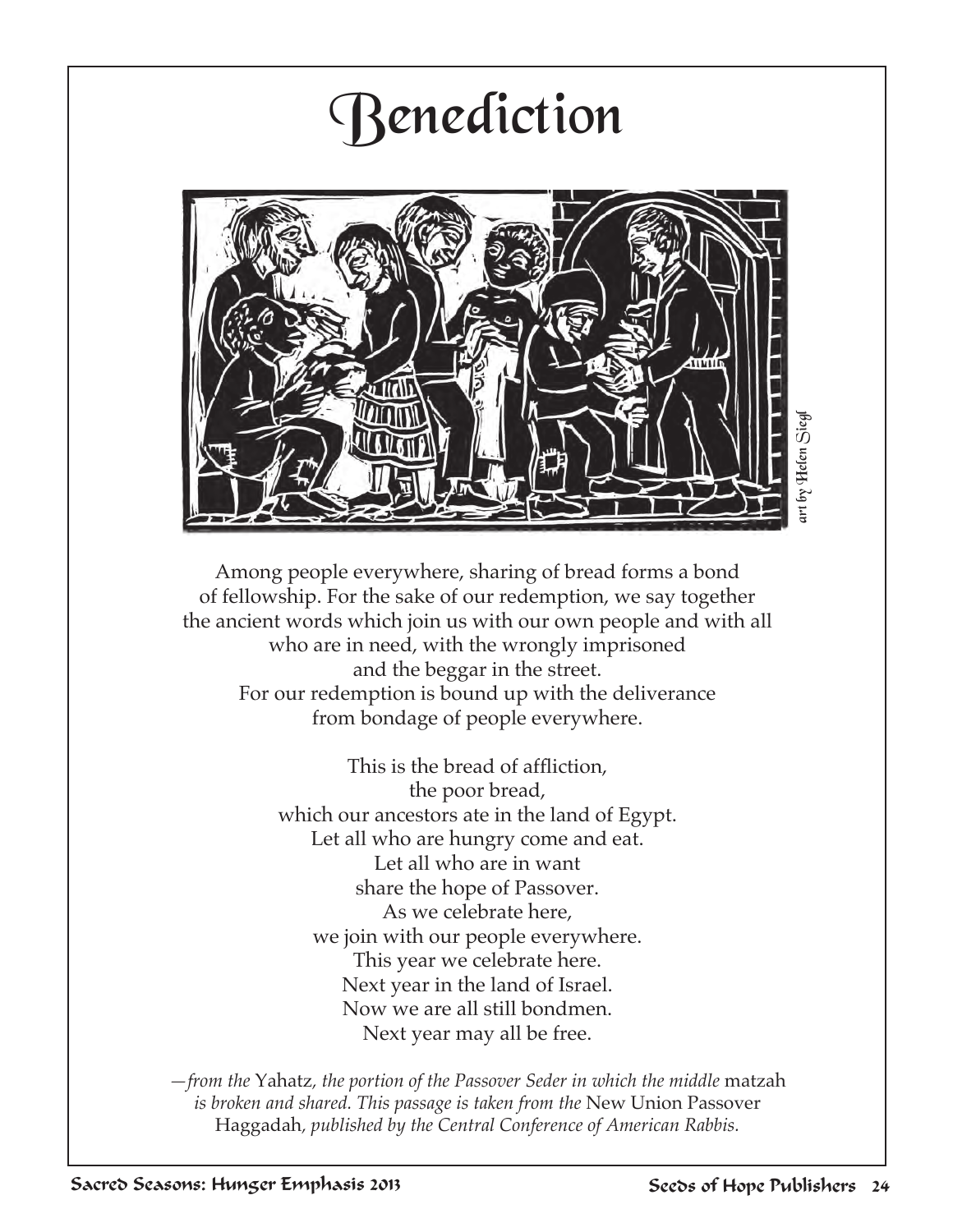# Benediction

art by Helen Siegl

Among people everywhere, sharing of bread forms a bond of fellowship. For the sake of our redemption, we say together the ancient words which join us with our own people and with all who are in need, with the wrongly imprisoned and the beggar in the street. For our redemption is bound up with the deliverance from bondage of people everywhere.

This is the bread of affliction,
the poor bread,
which our ancestors ate in the land of Egypt.
Let all who are hungry come and eat.
Let all who are in want
share the hope of Passover.
As we celebrate here,
we join with our people everywhere.
This year we celebrate here.
Next year in the land of Israel.
Now we are all still bondmen.
Next year may all be free.

*—from the* Yahatz*, the portion of the Passover Seder in which the middle* matzah *is broken and shared. This passage is taken from the* New Union Passover Haggadah*, published by the Central Conference of American Rabbis.*